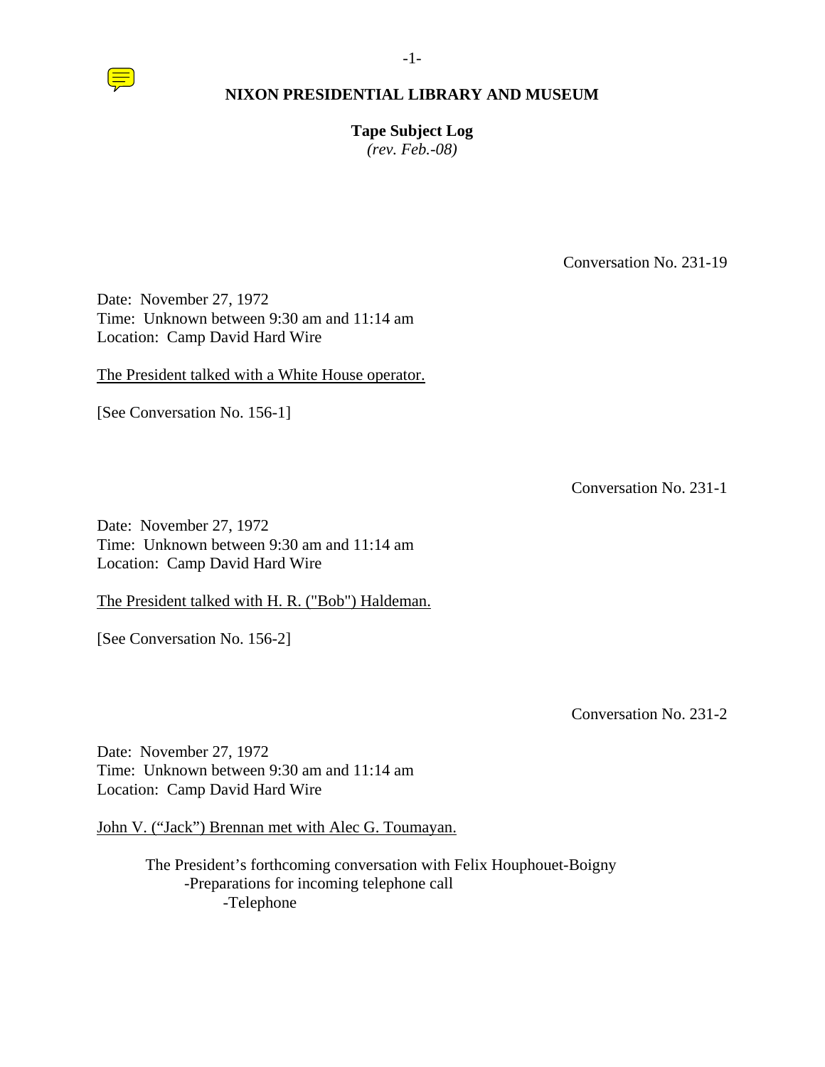# NIXON PRESIDENTIAL LIBRARY AND MUSEUM

**Tape Subject Log**
*(rev. Feb.-08)*

Conversation No. 231-19

Date: November 27, 1972
Time: Unknown between 9:30 am and 11:14 am
Location: Camp David Hard Wire

The President talked with a White House operator.

[See Conversation No. 156-1]

Conversation No. 231-1

Date: November 27, 1972
Time: Unknown between 9:30 am and 11:14 am
Location: Camp David Hard Wire

The President talked with H. R. ("Bob") Haldeman.

[See Conversation No. 156-2]

Conversation No. 231-2

Date: November 27, 1972
Time: Unknown between 9:30 am and 11:14 am
Location: Camp David Hard Wire

John V. ("Jack") Brennan met with Alec G. Toumayan.

The President's forthcoming conversation with Felix Houphouet-Boigny
- Preparations for incoming telephone call
  - Telephone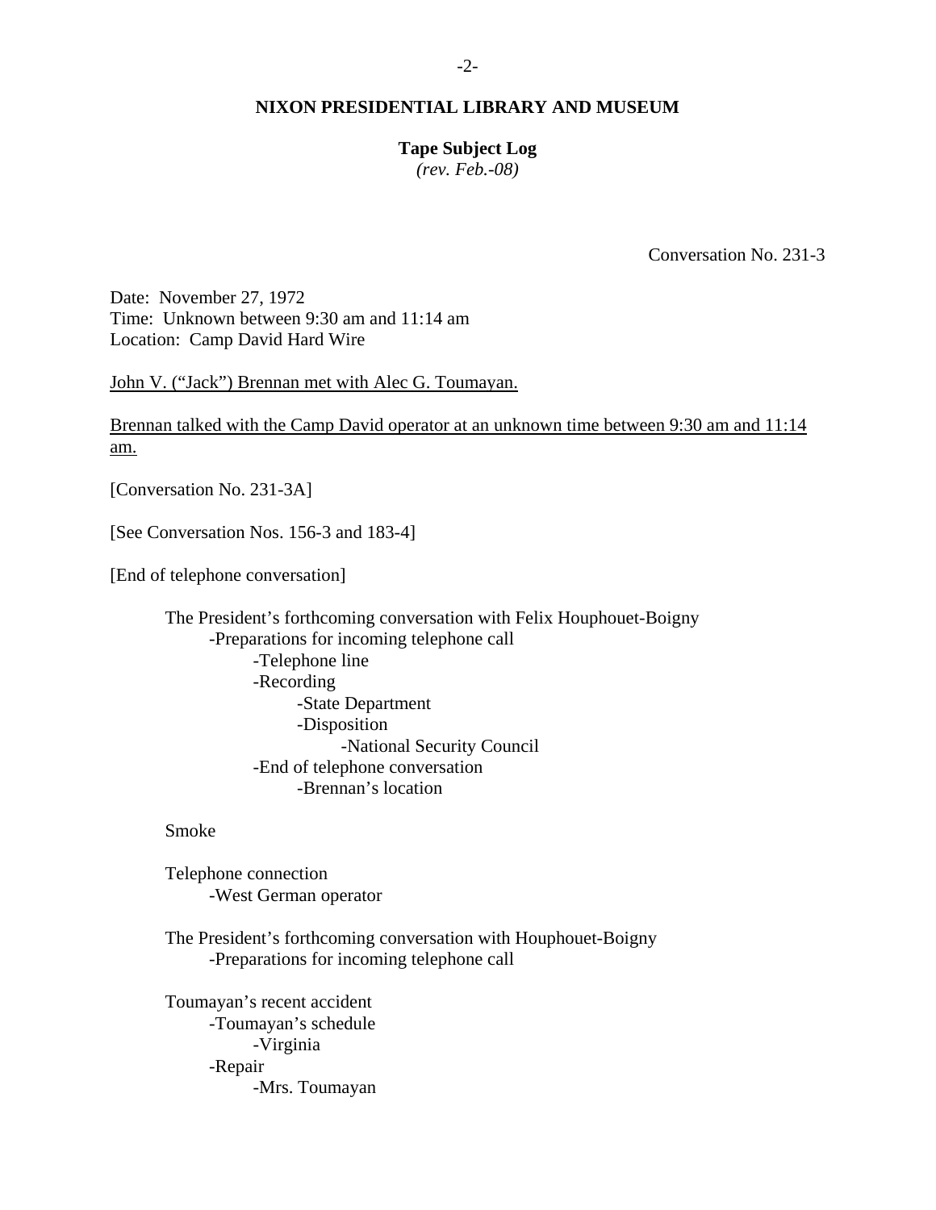**NIXON PRESIDENTIAL LIBRARY AND MUSEUM**

**Tape Subject Log**
*(rev. Feb.-08)*

Conversation No. 231-3

Date: November 27, 1972
Time: Unknown between 9:30 am and 11:14 am
Location: Camp David Hard Wire

John V. ("Jack") Brennan met with Alec G. Toumayan.

Brennan talked with the Camp David operator at an unknown time between 9:30 am and 11:14 am.

[Conversation No. 231-3A]

[See Conversation Nos. 156-3 and 183-4]

[End of telephone conversation]

- The President's forthcoming conversation with Felix Houphouet-Boigny
  - -Preparations for incoming telephone call
    - -Telephone line
    - -Recording
      - -State Department
      - -Disposition
        - -National Security Council
    - -End of telephone conversation
      - -Brennan's location

- Smoke

- Telephone connection
  - -West German operator

- The President's forthcoming conversation with Houphouet-Boigny
  - -Preparations for incoming telephone call

- Toumayan's recent accident
  - -Toumayan's schedule
    - -Virginia
  - -Repair
    - -Mrs. Toumayan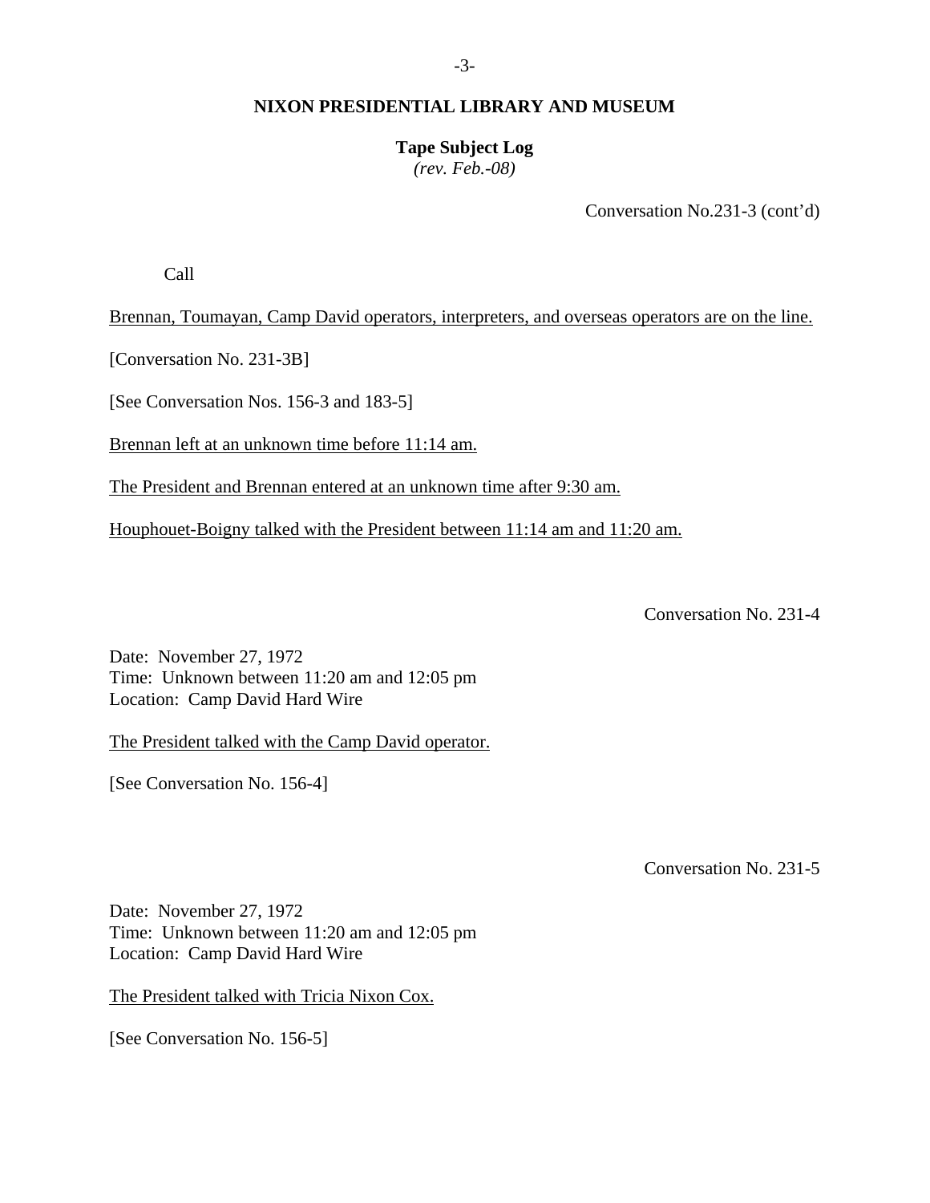**NIXON PRESIDENTIAL LIBRARY AND MUSEUM**

**Tape Subject Log**
*(rev. Feb.-08)*

Conversation No.231-3 (cont'd)

Call

Brennan, Toumayan, Camp David operators, interpreters, and overseas operators are on the line.

[Conversation No. 231-3B]

[See Conversation Nos. 156-3 and 183-5]

Brennan left at an unknown time before 11:14 am.

The President and Brennan entered at an unknown time after 9:30 am.

Houphouet-Boigny talked with the President between 11:14 am and 11:20 am.

Conversation No. 231-4

Date: November 27, 1972
Time: Unknown between 11:20 am and 12:05 pm
Location: Camp David Hard Wire

The President talked with the Camp David operator.

[See Conversation No. 156-4]

Conversation No. 231-5

Date: November 27, 1972
Time: Unknown between 11:20 am and 12:05 pm
Location: Camp David Hard Wire

The President talked with Tricia Nixon Cox.

[See Conversation No. 156-5]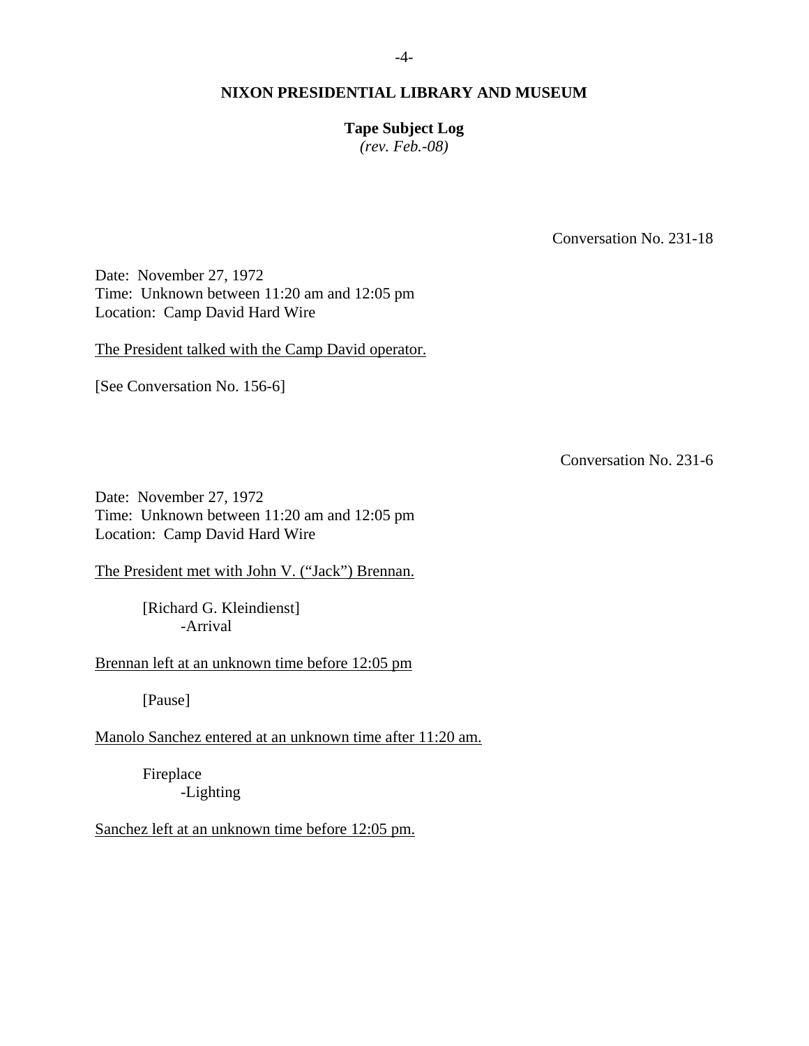**NIXON PRESIDENTIAL LIBRARY AND MUSEUM**

**Tape Subject Log**
*(rev. Feb.-08)*

Conversation No. 231-18

Date: November 27, 1972
Time: Unknown between 11:20 am and 12:05 pm
Location: Camp David Hard Wire

The President talked with the Camp David operator.

[See Conversation No. 156-6]

Conversation No. 231-6

Date: November 27, 1972
Time: Unknown between 11:20 am and 12:05 pm
Location: Camp David Hard Wire

The President met with John V. ("Jack") Brennan.

[Richard G. Kleindienst]
-Arrival

Brennan left at an unknown time before 12:05 pm

[Pause]

Manolo Sanchez entered at an unknown time after 11:20 am.

Fireplace
-Lighting

Sanchez left at an unknown time before 12:05 pm.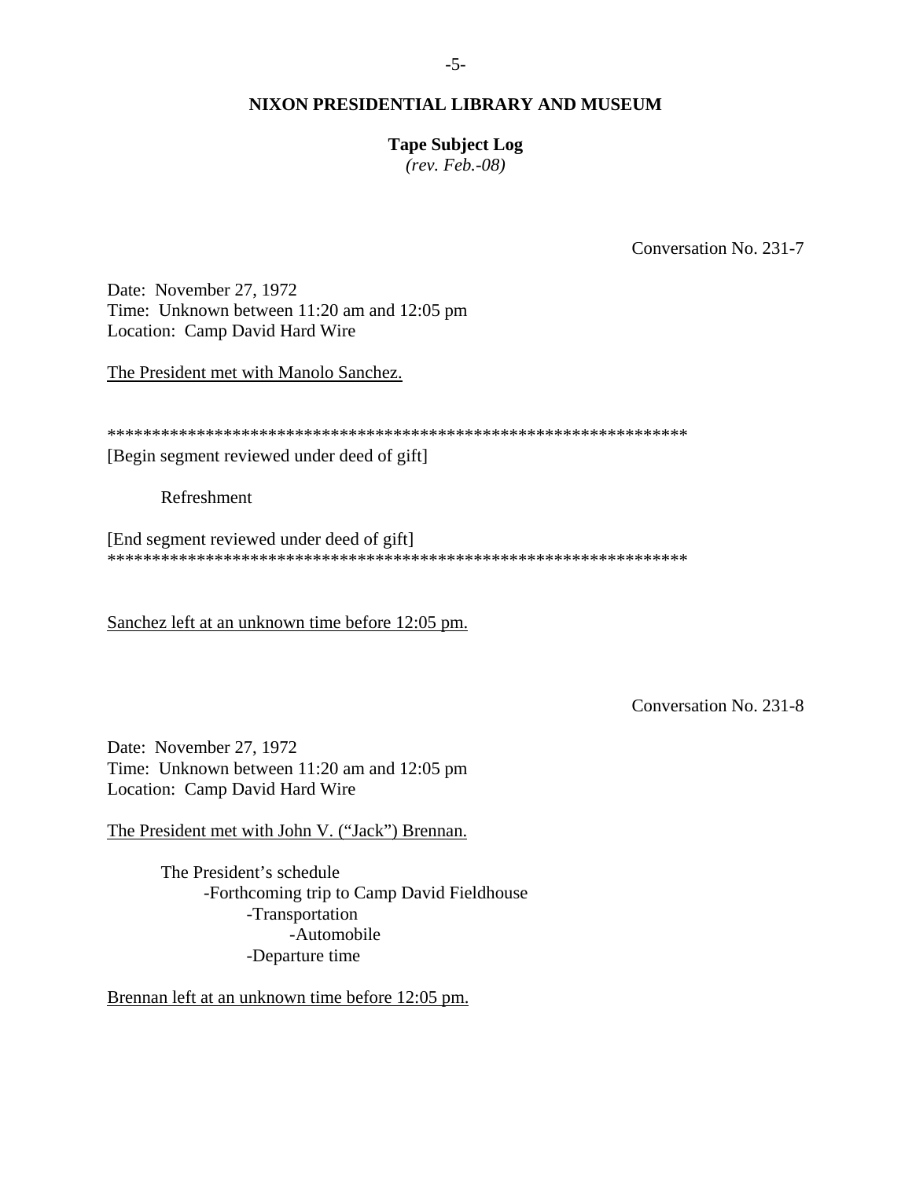Conversation No. 231-7

Date: November 27, 1972
Time: Unknown between 11:20 am and 12:05 pm
Location: Camp David Hard Wire

The President met with Manolo Sanchez.

*****************************************************************
[Begin segment reviewed under deed of gift]

Refreshment

[End segment reviewed under deed of gift]
*****************************************************************

Sanchez left at an unknown time before 12:05 pm.

Conversation No. 231-8

Date: November 27, 1972
Time: Unknown between 11:20 am and 12:05 pm
Location: Camp David Hard Wire

The President met with John V. ("Jack") Brennan.

- The President's schedule
  - Forthcoming trip to Camp David Fieldhouse
    - Transportation
      - Automobile
    - Departure time

Brennan left at an unknown time before 12:05 pm.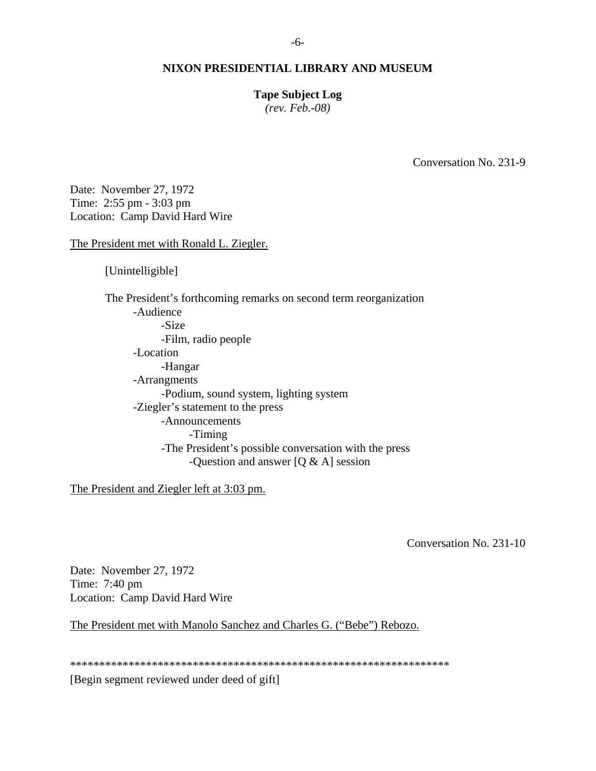Conversation No. 231-9

Date: November 27, 1972
Time: 2:55 pm - 3:03 pm
Location: Camp David Hard Wire

The President met with Ronald L. Ziegler.

[Unintelligible]

The President's forthcoming remarks on second term reorganization
- -Audience
    - -Size
    - -Film, radio people
- -Location
    - -Hangar
- -Arrangments
    - -Podium, sound system, lighting system
- -Ziegler's statement to the press
    - -Announcements
        - -Timing
    - -The President's possible conversation with the press
        - -Question and answer [Q & A] session

The President and Ziegler left at 3:03 pm.

Conversation No. 231-10

Date: November 27, 1972
Time: 7:40 pm
Location: Camp David Hard Wire

The President met with Manolo Sanchez and Charles G. ("Bebe") Rebozo.

\*\*\*\*\*\*\*\*\*\*\*\*\*\*\*\*\*\*\*\*\*\*\*\*\*\*\*\*\*\*\*\*\*\*\*\*\*\*\*\*\*\*\*\*\*\*\*\*\*\*\*\*\*\*\*\*\*\*\*\*\*\*\*\*\*\*

[Begin segment reviewed under deed of gift]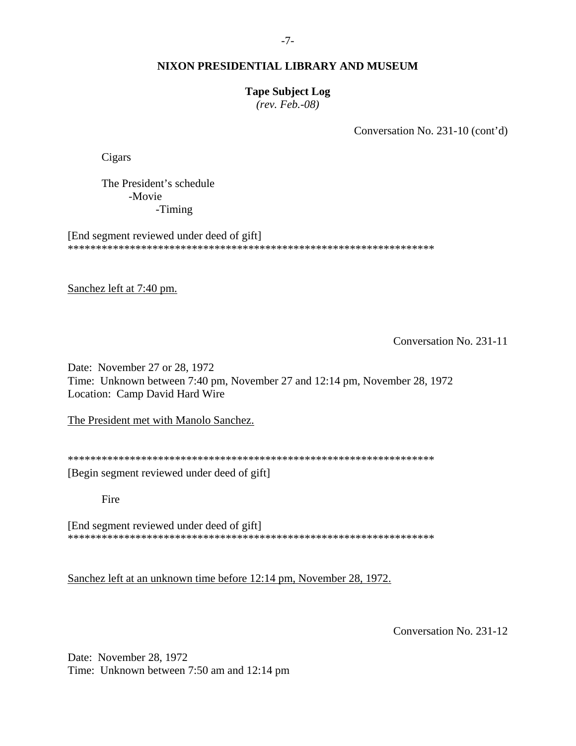Conversation No. 231-10 (cont'd)

Cigars

The President's schedule
- Movie
  - Timing

[End segment reviewed under deed of gift]
*****************************************************************

Sanchez left at 7:40 pm.

Conversation No. 231-11

Date: November 27 or 28, 1972
Time: Unknown between 7:40 pm, November 27 and 12:14 pm, November 28, 1972
Location: Camp David Hard Wire

The President met with Manolo Sanchez.

*****************************************************************
[Begin segment reviewed under deed of gift]

Fire

[End segment reviewed under deed of gift]
*****************************************************************

Sanchez left at an unknown time before 12:14 pm, November 28, 1972.

Conversation No. 231-12

Date: November 28, 1972
Time: Unknown between 7:50 am and 12:14 pm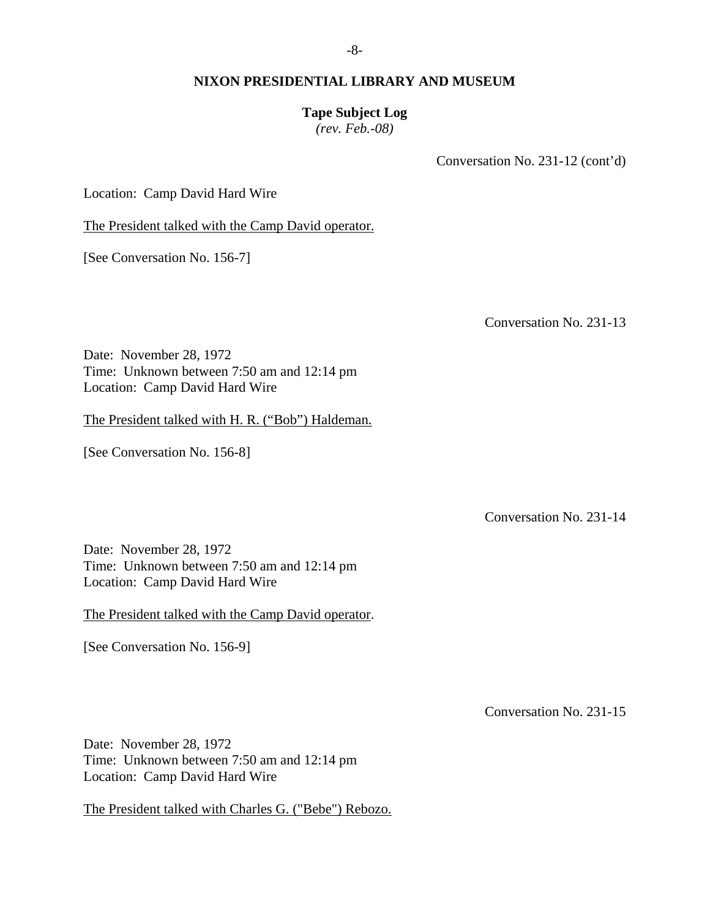Conversation No. 231-12 (cont'd)

Location: Camp David Hard Wire

<u>The President talked with the Camp David operator.</u>

[See Conversation No. 156-7]

Conversation No. 231-13

Date: November 28, 1972
Time: Unknown between 7:50 am and 12:14 pm
Location: Camp David Hard Wire

<u>The President talked with H. R. ("Bob") Haldeman.</u>

[See Conversation No. 156-8]

Conversation No. 231-14

Date: November 28, 1972
Time: Unknown between 7:50 am and 12:14 pm
Location: Camp David Hard Wire

<u>The President talked with the Camp David operator</u>.

[See Conversation No. 156-9]

Conversation No. 231-15

Date: November 28, 1972
Time: Unknown between 7:50 am and 12:14 pm
Location: Camp David Hard Wire

<u>The President talked with Charles G. ("Bebe") Rebozo.</u>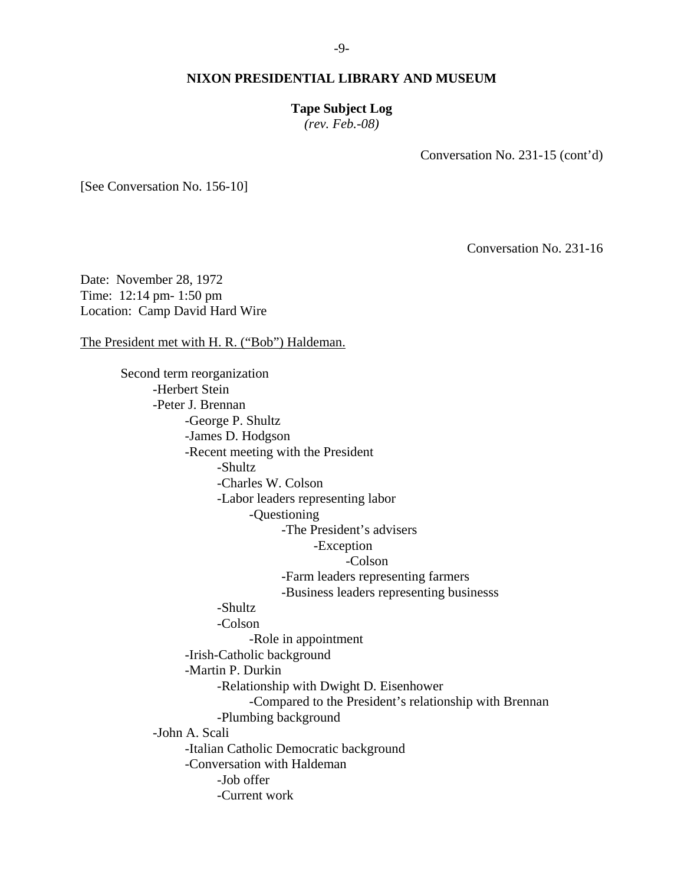**NIXON PRESIDENTIAL LIBRARY AND MUSEUM**

**Tape Subject Log**
*(rev. Feb.-08)*

Conversation No. 231-15 (cont'd)

[See Conversation No. 156-10]

Conversation No. 231-16

Date: November 28, 1972
Time: 12:14 pm- 1:50 pm
Location: Camp David Hard Wire

The President met with H. R. ("Bob") Haldeman.

- Second term reorganization
    - -Herbert Stein
    - -Peter J. Brennan
        - -George P. Shultz
        - -James D. Hodgson
        - -Recent meeting with the President
            - -Shultz
            - -Charles W. Colson
            - -Labor leaders representing labor
                - -Questioning
                    - -The President's advisers
                        - -Exception
                            - -Colson
                    - -Farm leaders representing farmers
                    - -Business leaders representing businesss
            - -Shultz
            - -Colson
                - -Role in appointment
        - -Irish-Catholic background
        - -Martin P. Durkin
            - -Relationship with Dwight D. Eisenhower
                - -Compared to the President's relationship with Brennan
            - -Plumbing background
    - -John A. Scali
        - -Italian Catholic Democratic background
        - -Conversation with Haldeman
            - -Job offer
            - -Current work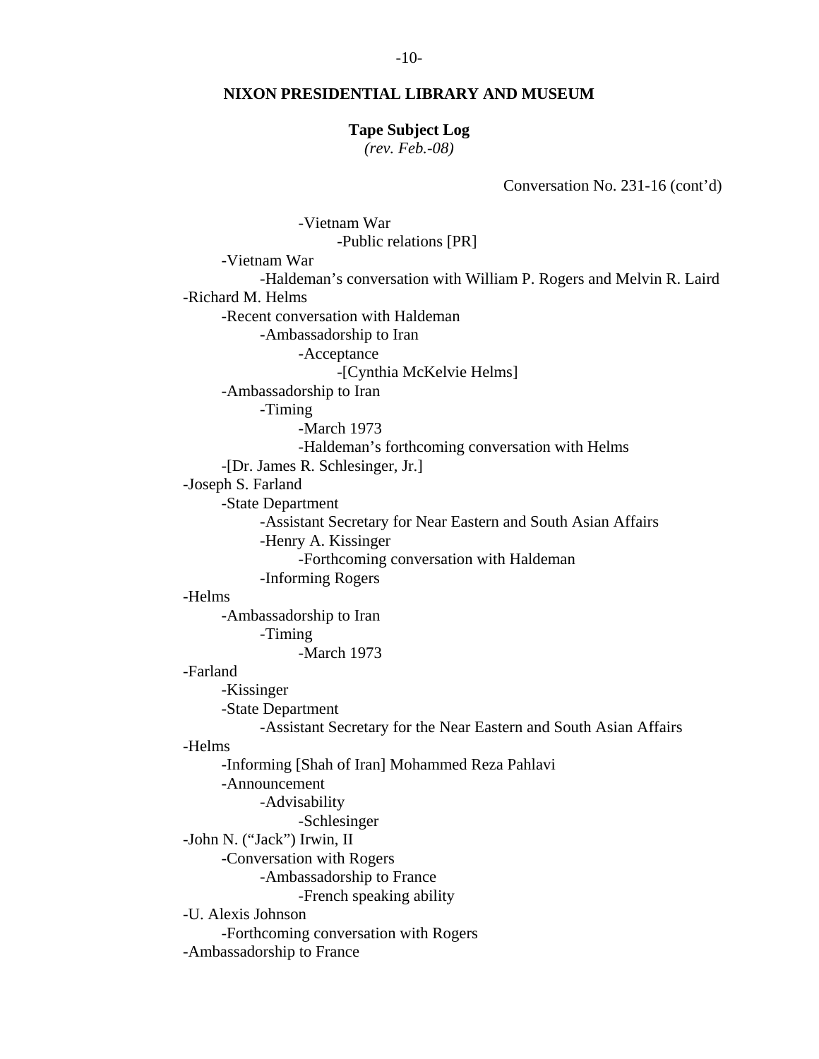**NIXON PRESIDENTIAL LIBRARY AND MUSEUM**

**Tape Subject Log**
*(rev. Feb.-08)*

Conversation No. 231-16 (cont'd)

- -Vietnam War
  - -Public relations [PR]
- -Vietnam War
  - -Haldeman's conversation with William P. Rogers and Melvin R. Laird

-Richard M. Helms
- -Recent conversation with Haldeman
  - -Ambassadorship to Iran
    - -Acceptance
      - -[Cynthia McKelvie Helms]
- -Ambassadorship to Iran
  - -Timing
    - -March 1973
    - -Haldeman's forthcoming conversation with Helms
- -[Dr. James R. Schlesinger, Jr.]

-Joseph S. Farland
- -State Department
  - -Assistant Secretary for Near Eastern and South Asian Affairs
  - -Henry A. Kissinger
    - -Forthcoming conversation with Haldeman
  - -Informing Rogers

-Helms
- -Ambassadorship to Iran
  - -Timing
    - -March 1973

-Farland
- -Kissinger
- -State Department
  - -Assistant Secretary for the Near Eastern and South Asian Affairs

-Helms
- -Informing [Shah of Iran] Mohammed Reza Pahlavi
- -Announcement
  - -Advisability
    - -Schlesinger

-John N. ("Jack") Irwin, II
- -Conversation with Rogers
  - -Ambassadorship to France
    - -French speaking ability

-U. Alexis Johnson
- -Forthcoming conversation with Rogers

-Ambassadorship to France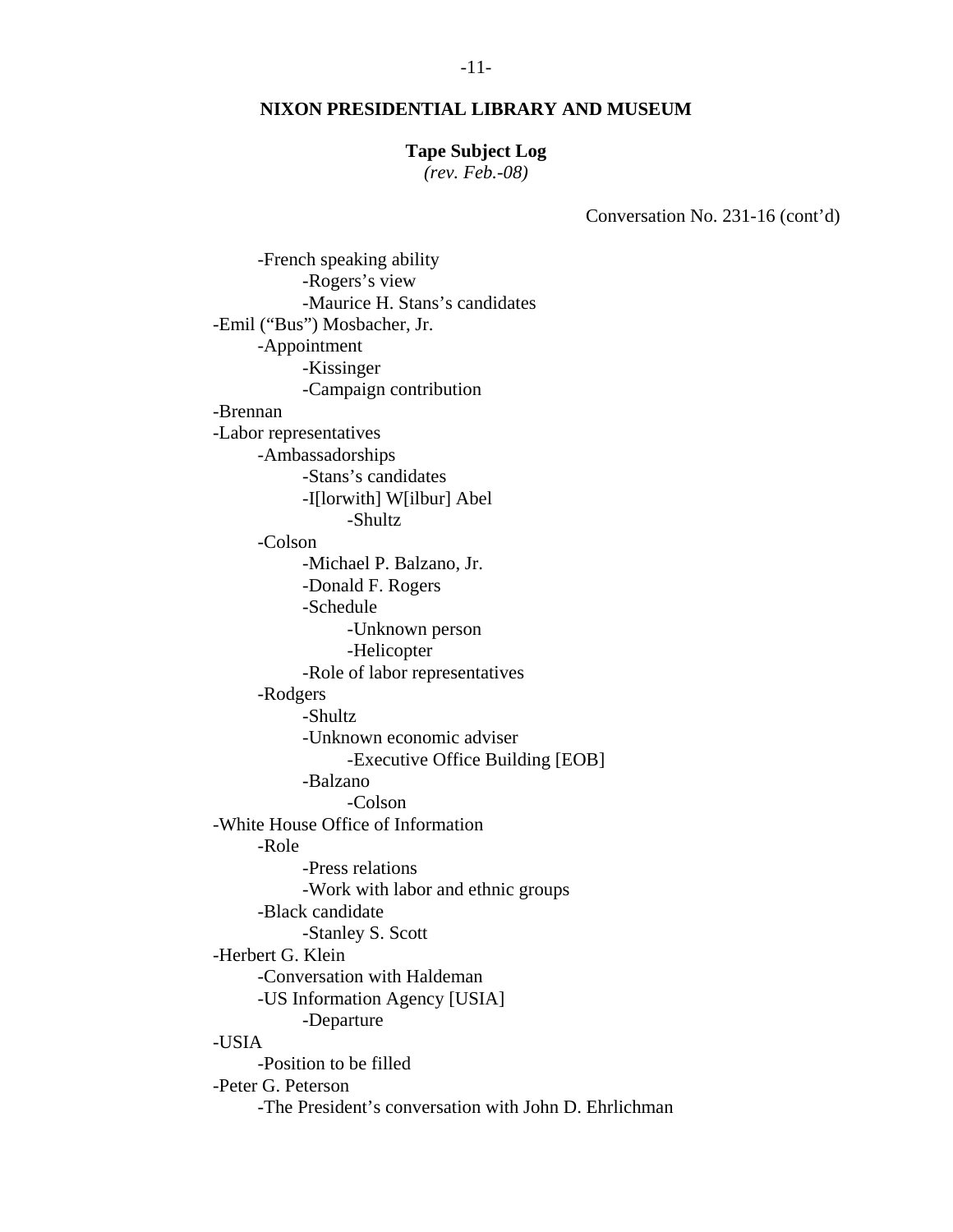**NIXON PRESIDENTIAL LIBRARY AND MUSEUM**

**Tape Subject Log**
*(rev. Feb.-08)*

Conversation No. 231-16 (cont'd)

- French speaking ability
  - Rogers's view
  - Maurice H. Stans's candidates
- Emil ("Bus") Mosbacher, Jr.
  - Appointment
    - Kissinger
    - Campaign contribution
- Brennan
- Labor representatives
  - Ambassadorships
    - Stans's candidates
    - I[lorwith] W[ilbur] Abel
      - Shultz
  - Colson
    - Michael P. Balzano, Jr.
    - Donald F. Rogers
    - Schedule
      - Unknown person
      - Helicopter
    - Role of labor representatives
  - Rodgers
    - Shultz
    - Unknown economic adviser
      - Executive Office Building [EOB]
    - Balzano
      - Colson
- White House Office of Information
  - Role
    - Press relations
    - Work with labor and ethnic groups
  - Black candidate
    - Stanley S. Scott
- Herbert G. Klein
  - Conversation with Haldeman
  - US Information Agency [USIA]
    - Departure
- USIA
  - Position to be filled
- Peter G. Peterson
  - The President's conversation with John D. Ehrlichman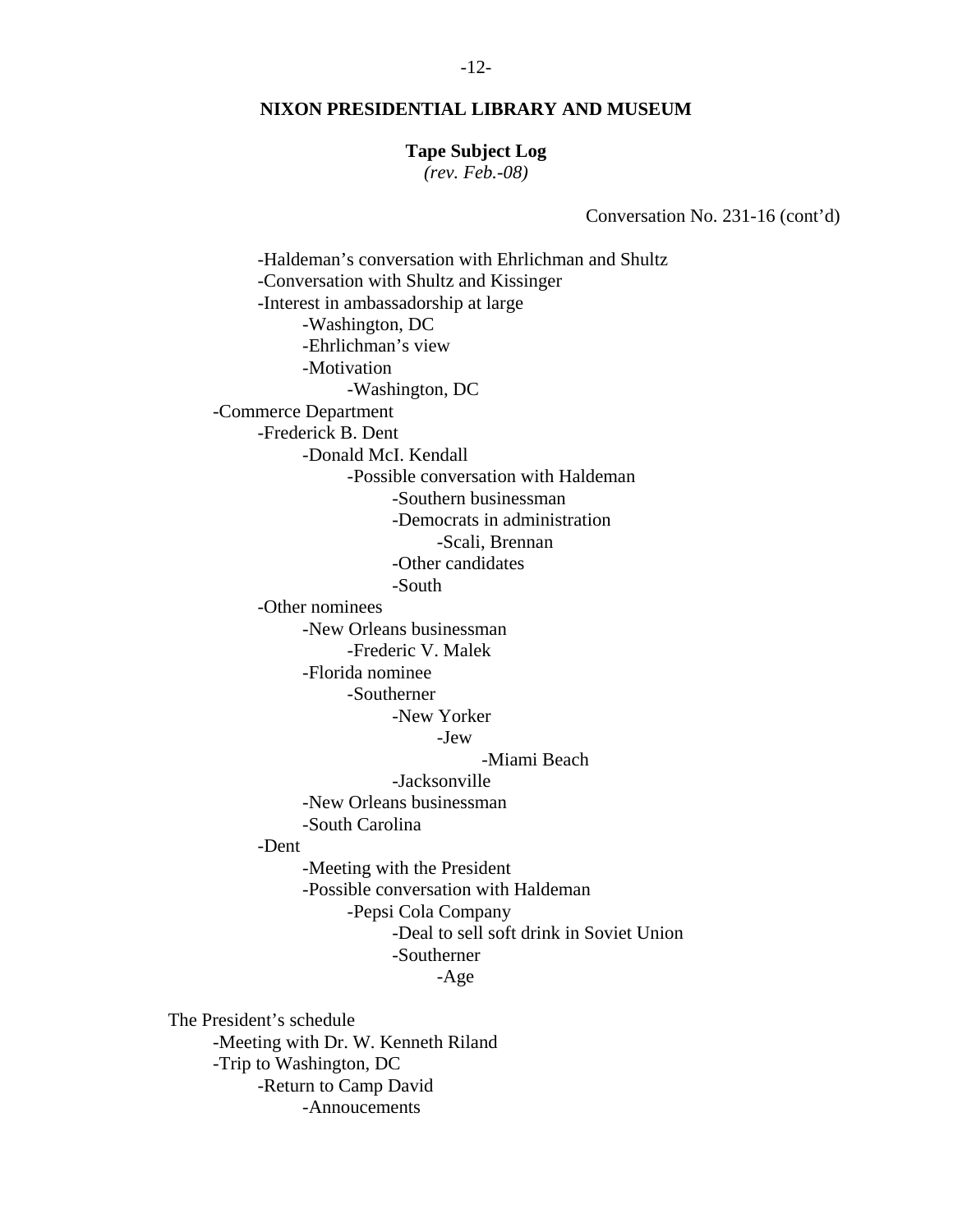**NIXON PRESIDENTIAL LIBRARY AND MUSEUM**

**Tape Subject Log**
*(rev. Feb.-08)*

Conversation No. 231-16 (cont'd)

- -Haldeman's conversation with Ehrlichman and Shultz
- -Conversation with Shultz and Kissinger
- -Interest in ambassadorship at large
    - -Washington, DC
    - -Ehrlichman's view
    - -Motivation
        - -Washington, DC
- -Commerce Department
    - -Frederick B. Dent
        - -Donald McI. Kendall
            - -Possible conversation with Haldeman
                - -Southern businessman
                - -Democrats in administration
                    - -Scali, Brennan
                - -Other candidates
                - -South
    - -Other nominees
        - -New Orleans businessman
            - -Frederic V. Malek
        - -Florida nominee
            - -Southerner
                - -New Yorker
                    - -Jew
                        - -Miami Beach
                - -Jacksonville
        - -New Orleans businessman
        - -South Carolina
    - -Dent
        - -Meeting with the President
        - -Possible conversation with Haldeman
            - -Pepsi Cola Company
                - -Deal to sell soft drink in Soviet Union
                - -Southerner
                    - -Age

The President's schedule

- -Meeting with Dr. W. Kenneth Riland
- -Trip to Washington, DC
    - -Return to Camp David
        - -Annoucements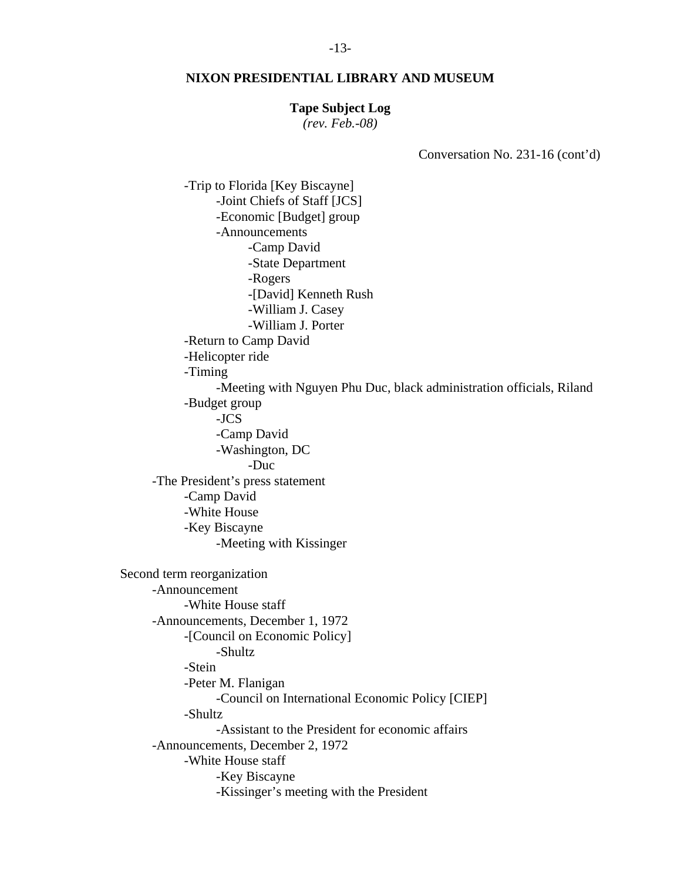**NIXON PRESIDENTIAL LIBRARY AND MUSEUM**

**Tape Subject Log**
*(rev. Feb.-08)*

Conversation No. 231-16 (cont'd)

- -Trip to Florida [Key Biscayne]
    - -Joint Chiefs of Staff [JCS]
    - -Economic [Budget] group
    - -Announcements
        - -Camp David
        - -State Department
        - -Rogers
        - -[David] Kenneth Rush
        - -William J. Casey
        - -William J. Porter
- -Return to Camp David
- -Helicopter ride
- -Timing
    - -Meeting with Nguyen Phu Duc, black administration officials, Riland
- -Budget group
    - -JCS
    - -Camp David
    - -Washington, DC
        - -Duc

-The President's press statement
- -Camp David
- -White House
- -Key Biscayne
    - -Meeting with Kissinger

Second term reorganization
- -Announcement
    - -White House staff
- -Announcements, December 1, 1972
    - -[Council on Economic Policy]
        - -Shultz
    - -Stein
    - -Peter M. Flanigan
        - -Council on International Economic Policy [CIEP]
    - -Shultz
        - -Assistant to the President for economic affairs
- -Announcements, December 2, 1972
    - -White House staff
        - -Key Biscayne
        - -Kissinger's meeting with the President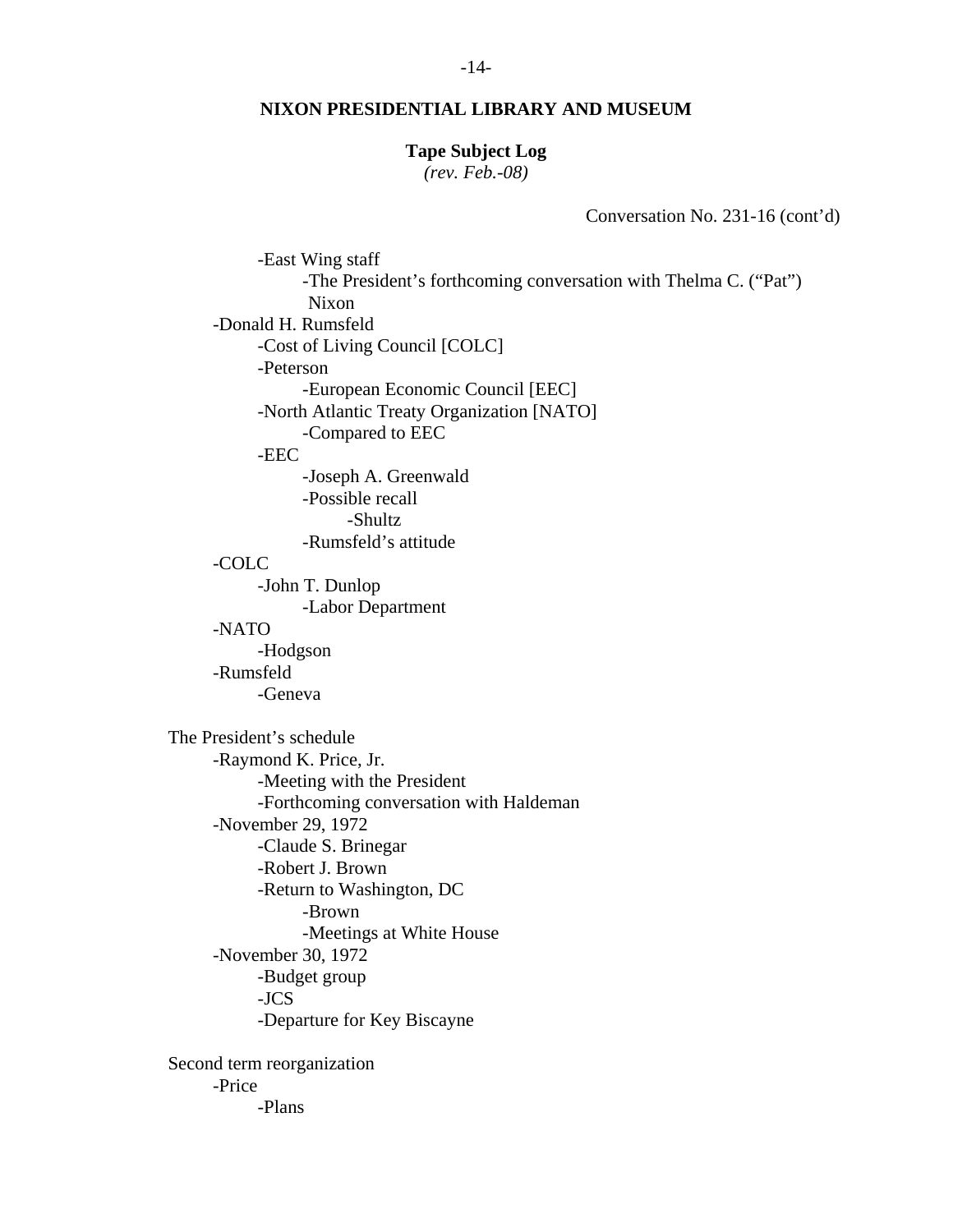**NIXON PRESIDENTIAL LIBRARY AND MUSEUM**

**Tape Subject Log**
*(rev. Feb.-08)*

Conversation No. 231-16 (cont'd)

- -East Wing staff
  - -The President's forthcoming conversation with Thelma C. ("Pat") Nixon
- -Donald H. Rumsfeld
  - -Cost of Living Council [COLC]
  - -Peterson
    - -European Economic Council [EEC]
  - -North Atlantic Treaty Organization [NATO]
    - -Compared to EEC
  - -EEC
    - -Joseph A. Greenwald
    - -Possible recall
      - -Shultz
    - -Rumsfeld's attitude
- -COLC
  - -John T. Dunlop
    - -Labor Department
- -NATO
  - -Hodgson
- -Rumsfeld
  - -Geneva

The President's schedule

- -Raymond K. Price, Jr.
  - -Meeting with the President
  - -Forthcoming conversation with Haldeman
- -November 29, 1972
  - -Claude S. Brinegar
  - -Robert J. Brown
  - -Return to Washington, DC
    - -Brown
    - -Meetings at White House
- -November 30, 1972
  - -Budget group
  - -JCS
  - -Departure for Key Biscayne

Second term reorganization

- -Price
  - -Plans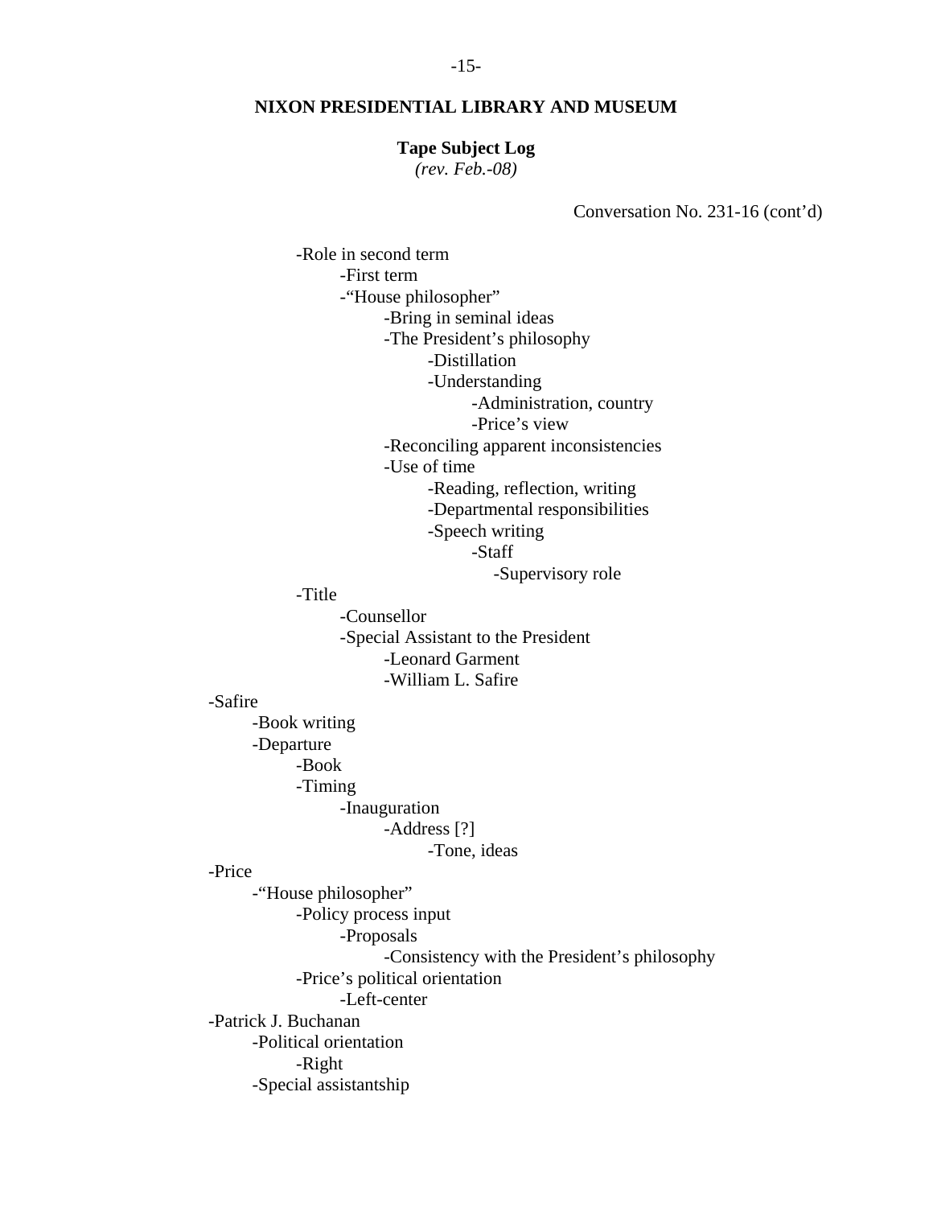**NIXON PRESIDENTIAL LIBRARY AND MUSEUM**

**Tape Subject Log**
*(rev. Feb.-08)*

Conversation No. 231-16 (cont'd)

- -Role in second term
    - -First term
    - -"House philosopher"
        - -Bring in seminal ideas
        - -The President's philosophy
            - -Distillation
            - -Understanding
                - -Administration, country
                - -Price's view
        - -Reconciling apparent inconsistencies
        - -Use of time
            - -Reading, reflection, writing
            - -Departmental responsibilities
            - -Speech writing
                - -Staff
                    - -Supervisory role
- -Title
    - -Counsellor
    - -Special Assistant to the President
        - -Leonard Garment
        - -William L. Safire

-Safire
- -Book writing
- -Departure
    - -Book
    - -Timing
        - -Inauguration
            - -Address [?]
                - -Tone, ideas

-Price
- -"House philosopher"
    - -Policy process input
        - -Proposals
            - -Consistency with the President's philosophy
    - -Price's political orientation
        - -Left-center

-Patrick J. Buchanan
- -Political orientation
    - -Right
- -Special assistantship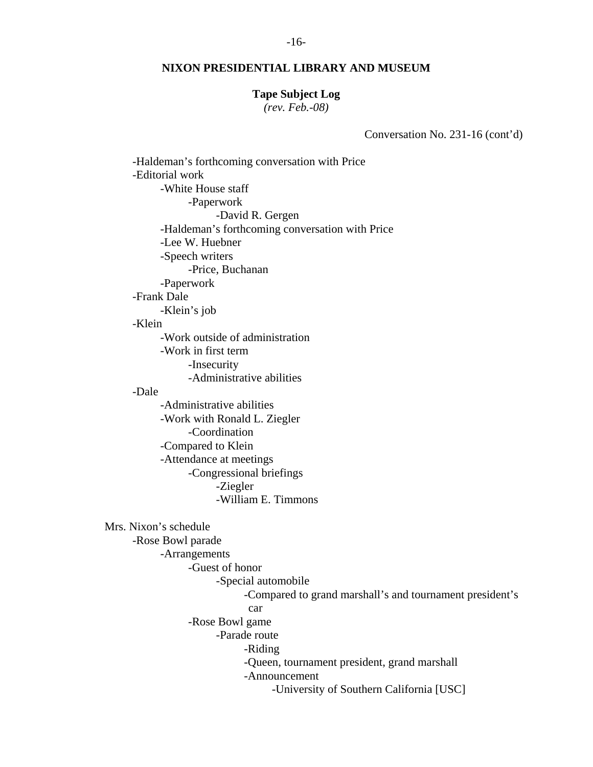**NIXON PRESIDENTIAL LIBRARY AND MUSEUM**

**Tape Subject Log**
*(rev. Feb.-08)*

Conversation No. 231-16 (cont'd)

- -Haldeman's forthcoming conversation with Price
- -Editorial work
    - -White House staff
        - -Paperwork
            - -David R. Gergen
    - -Haldeman's forthcoming conversation with Price
    - -Lee W. Huebner
    - -Speech writers
        - -Price, Buchanan
    - -Paperwork
- -Frank Dale
    - -Klein's job
- -Klein
    - -Work outside of administration
    - -Work in first term
        - -Insecurity
        - -Administrative abilities
- -Dale
    - -Administrative abilities
    - -Work with Ronald L. Ziegler
        - -Coordination
    - -Compared to Klein
    - -Attendance at meetings
        - -Congressional briefings
            - -Ziegler
            - -William E. Timmons

Mrs. Nixon's schedule

- -Rose Bowl parade
    - -Arrangements
        - -Guest of honor
            - -Special automobile
                - -Compared to grand marshall's and tournament president's car
        - -Rose Bowl game
            - -Parade route
                - -Riding
                - -Queen, tournament president, grand marshall
                - -Announcement
                    - -University of Southern California [USC]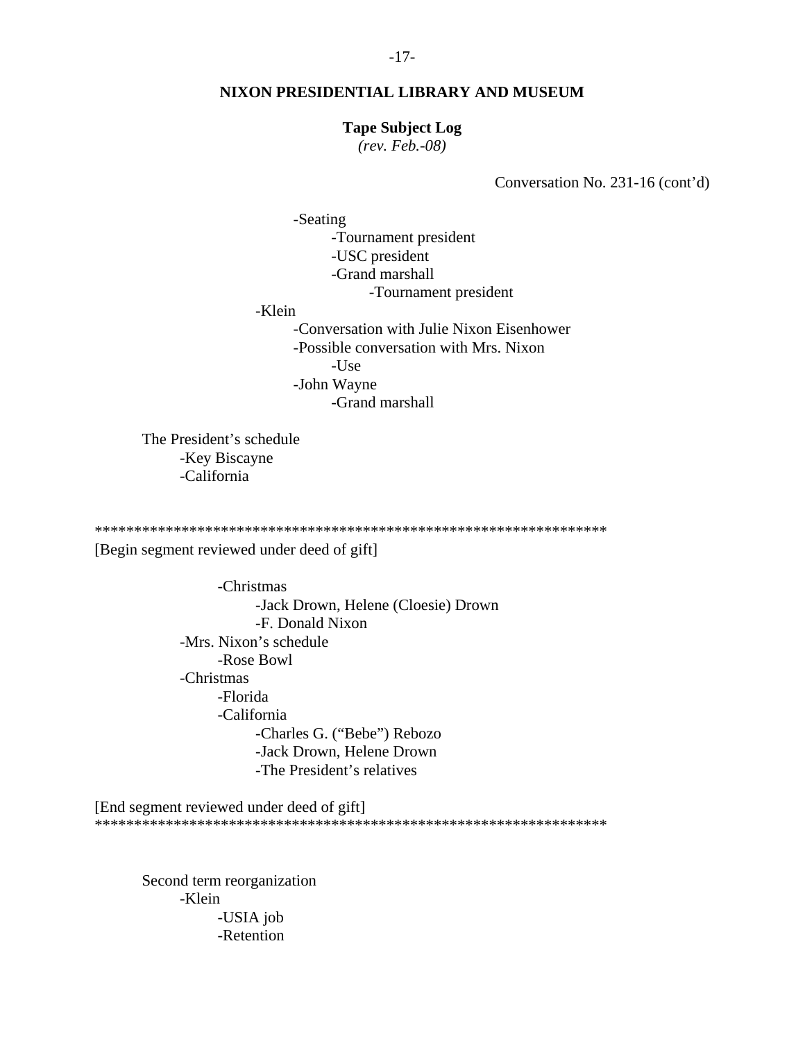# NIXON PRESIDENTIAL LIBRARY AND MUSEUM

**Tape Subject Log**
*(rev. Feb.-08)*

Conversation No. 231-16 (cont'd)

- -Seating
  - -Tournament president
  - -USC president
  - -Grand marshall
    - -Tournament president
- -Klein
  - -Conversation with Julie Nixon Eisenhower
  - -Possible conversation with Mrs. Nixon
    - -Use
  - -John Wayne
    - -Grand marshall

The President's schedule
- -Key Biscayne
- -California

******************************************************************
[Begin segment reviewed under deed of gift]

- -Christmas
  - -Jack Drown, Helene (Cloesie) Drown
  - -F. Donald Nixon
- -Mrs. Nixon's schedule
  - -Rose Bowl
- -Christmas
  - -Florida
  - -California
    - -Charles G. ("Bebe") Rebozo
    - -Jack Drown, Helene Drown
    - -The President's relatives

[End segment reviewed under deed of gift]
******************************************************************

Second term reorganization
- -Klein
  - -USIA job
  - -Retention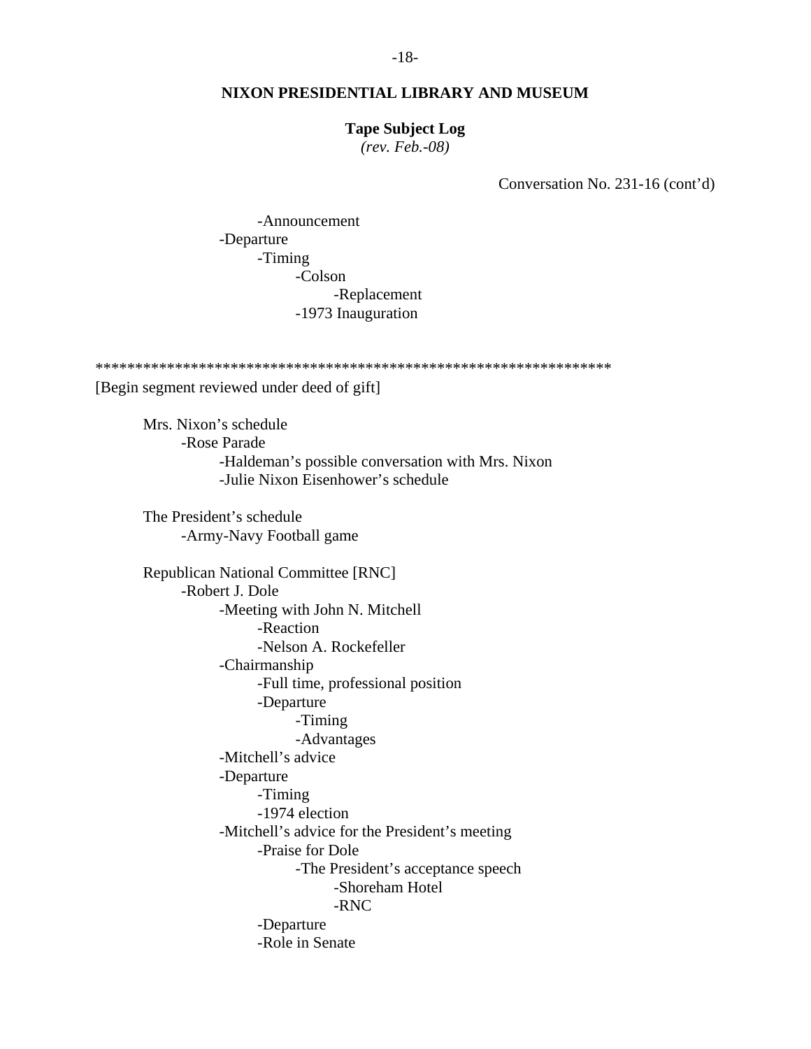# NIXON PRESIDENTIAL LIBRARY AND MUSEUM

**Tape Subject Log**
*(rev. Feb.-08)*

Conversation No. 231-16 (cont'd)

- -Announcement
- -Departure
  - -Timing
    - -Colson
      - -Replacement
    - -1973 Inauguration

*****************************************************************

[Begin segment reviewed under deed of gift]

Mrs. Nixon's schedule
- -Rose Parade
  - -Haldeman's possible conversation with Mrs. Nixon
  - -Julie Nixon Eisenhower's schedule

The President's schedule
- -Army-Navy Football game

Republican National Committee [RNC]
- -Robert J. Dole
  - -Meeting with John N. Mitchell
    - -Reaction
    - -Nelson A. Rockefeller
  - -Chairmanship
    - -Full time, professional position
    - -Departure
      - -Timing
      - -Advantages
  - -Mitchell's advice
  - -Departure
    - -Timing
    - -1974 election
  - -Mitchell's advice for the President's meeting
    - -Praise for Dole
      - -The President's acceptance speech
        - -Shoreham Hotel
        - -RNC
    - -Departure
    - -Role in Senate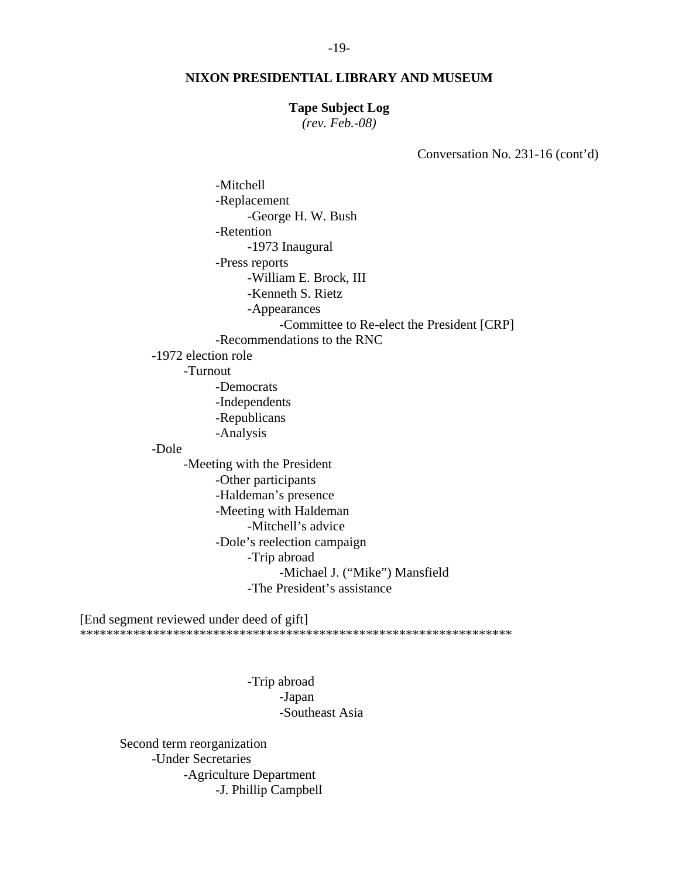**NIXON PRESIDENTIAL LIBRARY AND MUSEUM**

**Tape Subject Log**
*(rev. Feb.-08)*

Conversation No. 231-16 (cont'd)

-Mitchell
-Replacement
    -George H. W. Bush
-Retention
    -1973 Inaugural
-Press reports
    -William E. Brock, III
    -Kenneth S. Rietz
    -Appearances
        -Committee to Re-elect the President [CRP]
-Recommendations to the RNC

-1972 election role
    -Turnout
        -Democrats
        -Independents
        -Republicans
        -Analysis

-Dole
    -Meeting with the President
        -Other participants
        -Haldeman's presence
        -Meeting with Haldeman
            -Mitchell's advice
        -Dole's reelection campaign
            -Trip abroad
                -Michael J. ("Mike") Mansfield
            -The President's assistance

[End segment reviewed under deed of gift]
*****************************************************************

-Trip abroad
    -Japan
    -Southeast Asia

Second term reorganization
    -Under Secretaries
        -Agriculture Department
            -J. Phillip Campbell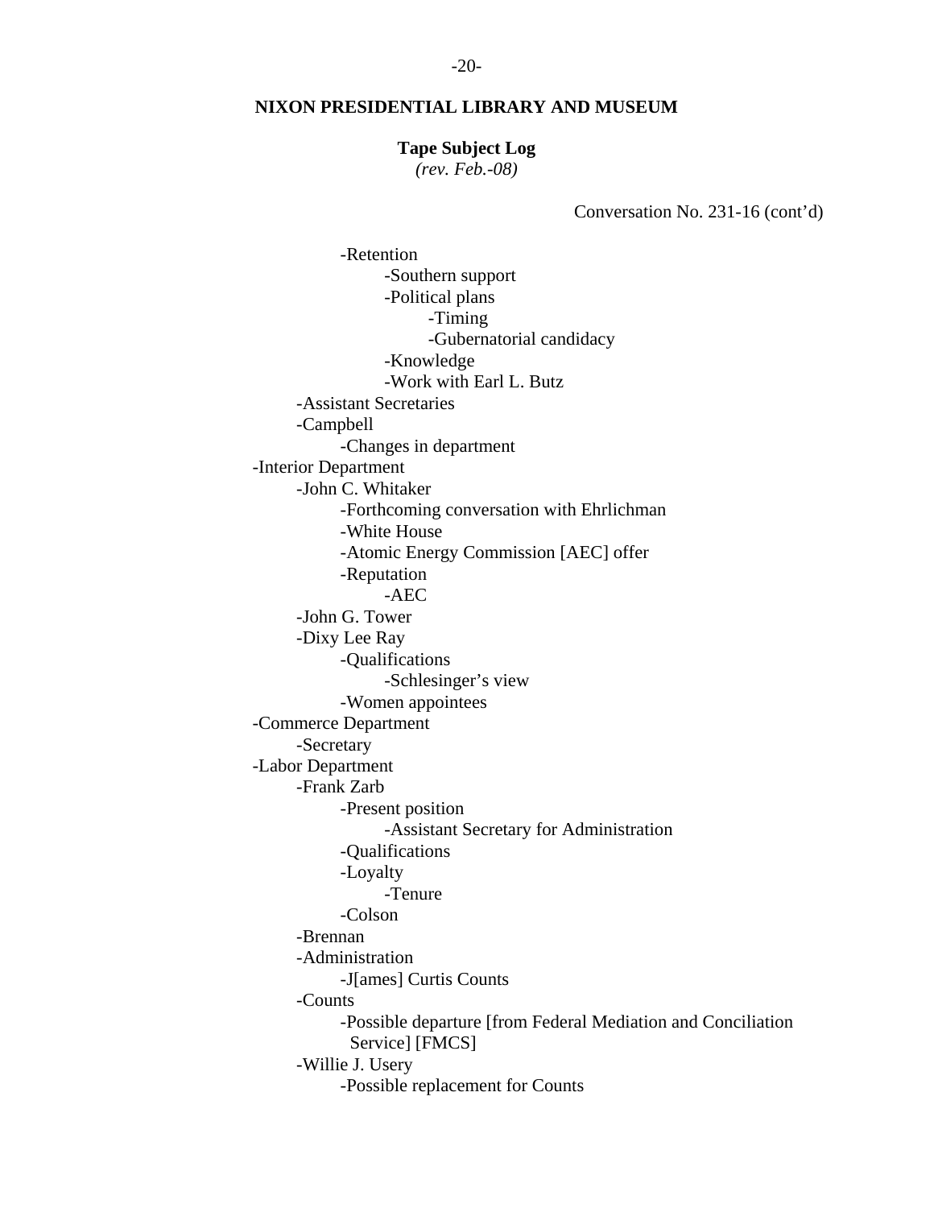**NIXON PRESIDENTIAL LIBRARY AND MUSEUM**

**Tape Subject Log**
*(rev. Feb.-08)*

Conversation No. 231-16 (cont'd)

- Retention
    - Southern support
    - Political plans
        - Timing
        - Gubernatorial candidacy
    - Knowledge
    - Work with Earl L. Butz
- Assistant Secretaries
- Campbell
    - Changes in department
- Interior Department
    - John C. Whitaker
        - Forthcoming conversation with Ehrlichman
        - White House
        - Atomic Energy Commission [AEC] offer
        - Reputation
            - AEC
    - John G. Tower
    - Dixy Lee Ray
        - Qualifications
            - Schlesinger's view
        - Women appointees
- Commerce Department
    - Secretary
- Labor Department
    - Frank Zarb
        - Present position
            - Assistant Secretary for Administration
        - Qualifications
        - Loyalty
            - Tenure
        - Colson
    - Brennan
    - Administration
        - J[ames] Curtis Counts
    - Counts
        - Possible departure [from Federal Mediation and Conciliation Service] [FMCS]
    - Willie J. Usery
        - Possible replacement for Counts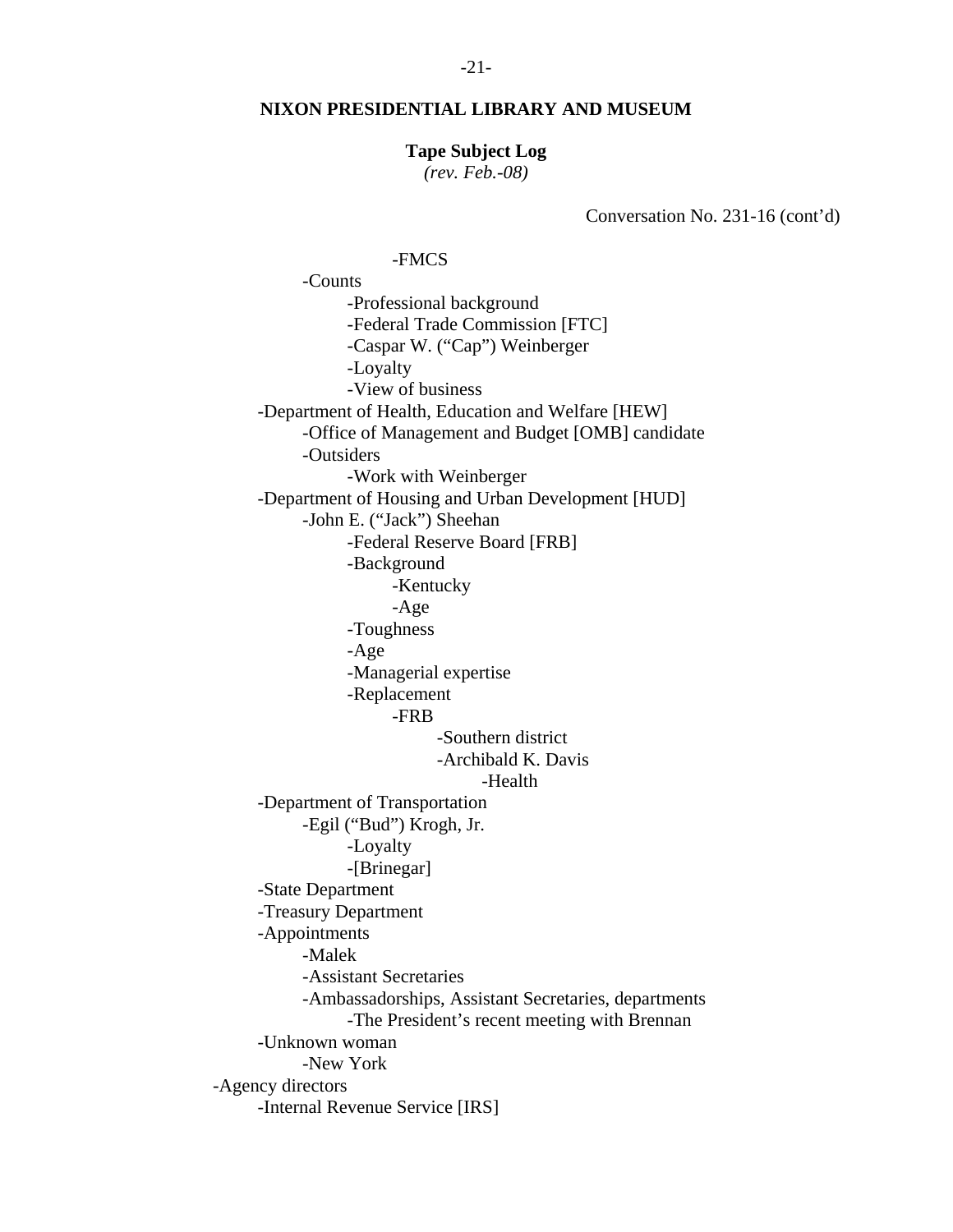**NIXON PRESIDENTIAL LIBRARY AND MUSEUM**

**Tape Subject Log**
*(rev. Feb.-08)*

Conversation No. 231-16 (cont'd)

                -FMCS
        -Counts
            -Professional background
            -Federal Trade Commission [FTC]
            -Caspar W. ("Cap") Weinberger
            -Loyalty
            -View of business
    -Department of Health, Education and Welfare [HEW]
        -Office of Management and Budget [OMB] candidate
        -Outsiders
            -Work with Weinberger
    -Department of Housing and Urban Development [HUD]
        -John E. ("Jack") Sheehan
            -Federal Reserve Board [FRB]
            -Background
                -Kentucky
                -Age
            -Toughness
            -Age
            -Managerial expertise
            -Replacement
                -FRB
                    -Southern district
                    -Archibald K. Davis
                        -Health
    -Department of Transportation
        -Egil ("Bud") Krogh, Jr.
            -Loyalty
            -[Brinegar]
    -State Department
    -Treasury Department
    -Appointments
        -Malek
        -Assistant Secretaries
        -Ambassadorships, Assistant Secretaries, departments
            -The President's recent meeting with Brennan
    -Unknown woman
        -New York
-Agency directors
    -Internal Revenue Service [IRS]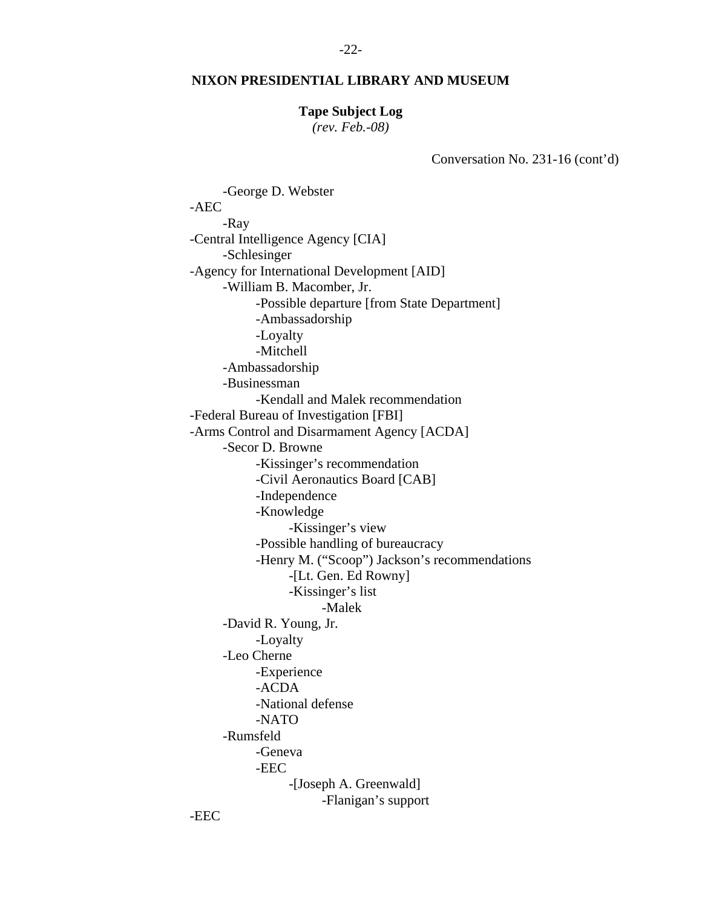**NIXON PRESIDENTIAL LIBRARY AND MUSEUM**

**Tape Subject Log**
*(rev. Feb.-08)*

Conversation No. 231-16 (cont'd)

- -George D. Webster
- -AEC
    - -Ray
- -Central Intelligence Agency [CIA]
    - -Schlesinger
- -Agency for International Development [AID]
    - -William B. Macomber, Jr.
        - -Possible departure [from State Department]
        - -Ambassadorship
        - -Loyalty
        - -Mitchell
    - -Ambassadorship
    - -Businessman
        - -Kendall and Malek recommendation
- -Federal Bureau of Investigation [FBI]
- -Arms Control and Disarmament Agency [ACDA]
    - -Secor D. Browne
        - -Kissinger's recommendation
        - -Civil Aeronautics Board [CAB]
        - -Independence
        - -Knowledge
            - -Kissinger's view
        - -Possible handling of bureaucracy
        - -Henry M. ("Scoop") Jackson's recommendations
            - -[Lt. Gen. Ed Rowny]
            - -Kissinger's list
                - -Malek
    - -David R. Young, Jr.
        - -Loyalty
    - -Leo Cherne
        - -Experience
        - -ACDA
        - -National defense
        - -NATO
    - -Rumsfeld
        - -Geneva
        - -EEC
            - -[Joseph A. Greenwald]
                - -Flanigan's support
- -EEC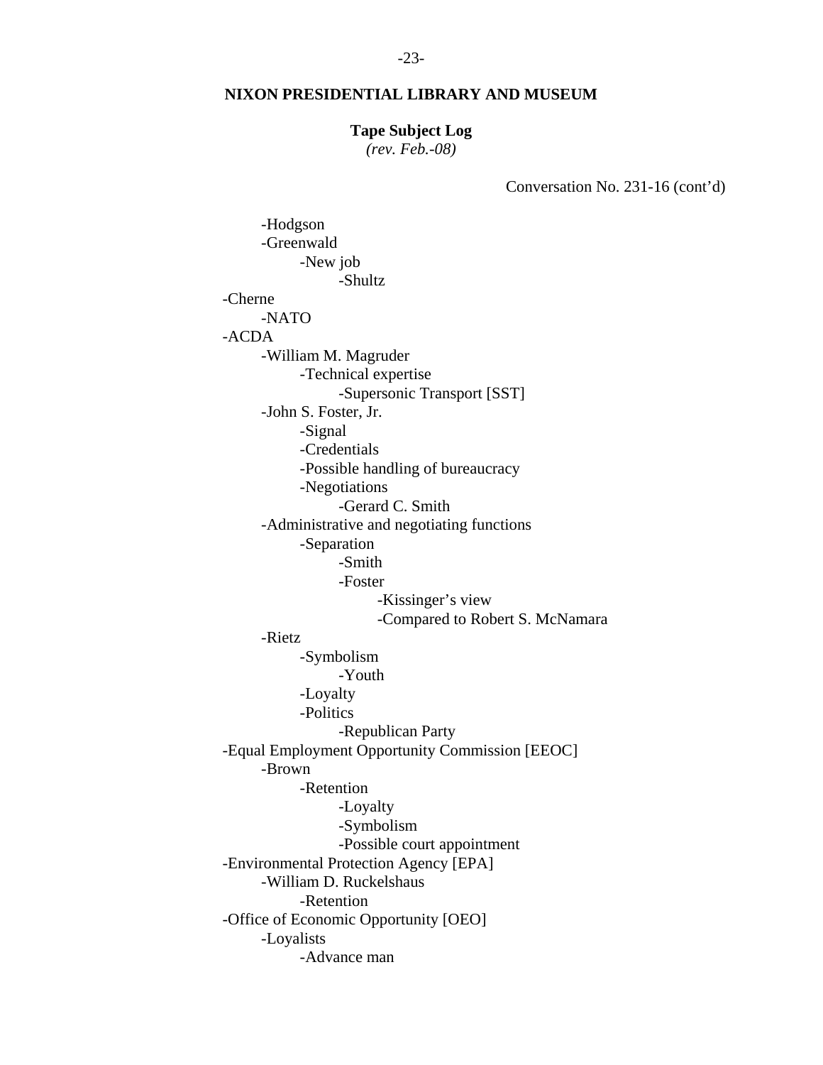**NIXON PRESIDENTIAL LIBRARY AND MUSEUM**

**Tape Subject Log**
*(rev. Feb.-08)*

Conversation No. 231-16 (cont'd)

- -Hodgson
- -Greenwald
    - -New job
        - -Shultz
- -Cherne
    - -NATO
- -ACDA
    - -William M. Magruder
        - -Technical expertise
            - -Supersonic Transport [SST]
    - -John S. Foster, Jr.
        - -Signal
        - -Credentials
        - -Possible handling of bureaucracy
        - -Negotiations
            - -Gerard C. Smith
    - -Administrative and negotiating functions
        - -Separation
            - -Smith
            - -Foster
                - -Kissinger's view
                - -Compared to Robert S. McNamara
    - -Rietz
        - -Symbolism
            - -Youth
        - -Loyalty
        - -Politics
            - -Republican Party
- -Equal Employment Opportunity Commission [EEOC]
    - -Brown
        - -Retention
            - -Loyalty
            - -Symbolism
            - -Possible court appointment
- -Environmental Protection Agency [EPA]
    - -William D. Ruckelshaus
        - -Retention
- -Office of Economic Opportunity [OEO]
    - -Loyalists
        - -Advance man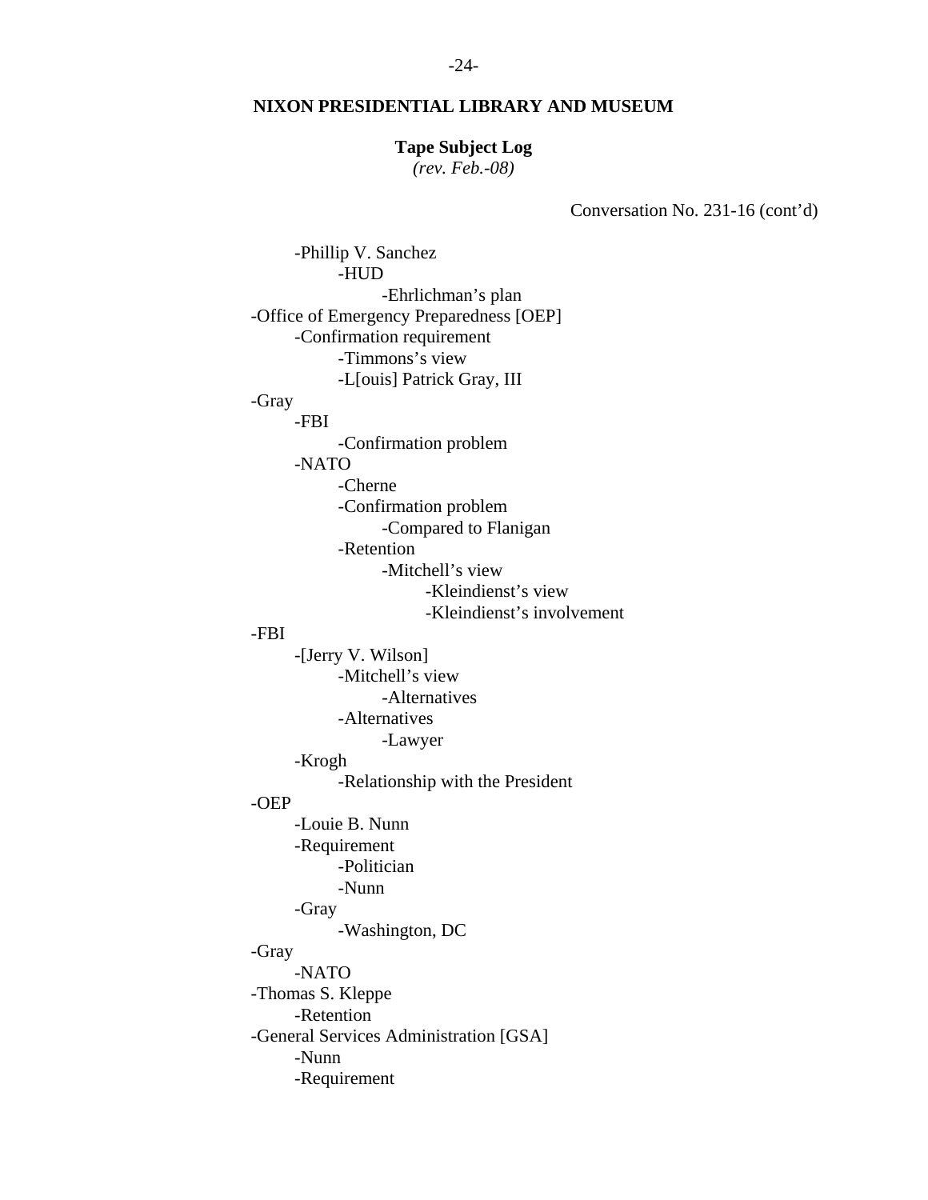**NIXON PRESIDENTIAL LIBRARY AND MUSEUM**

**Tape Subject Log**
*(rev. Feb.-08)*

Conversation No. 231-16 (cont'd)

- -Phillip V. Sanchez
  - -HUD
    - -Ehrlichman's plan
- -Office of Emergency Preparedness [OEP]
  - -Confirmation requirement
    - -Timmons's view
    - -L[ouis] Patrick Gray, III
- -Gray
  - -FBI
    - -Confirmation problem
  - -NATO
    - -Cherne
    - -Confirmation problem
      - -Compared to Flanigan
    - -Retention
      - -Mitchell's view
        - -Kleindienst's view
        - -Kleindienst's involvement
- -FBI
  - -[Jerry V. Wilson]
    - -Mitchell's view
      - -Alternatives
    - -Alternatives
      - -Lawyer
  - -Krogh
    - -Relationship with the President
- -OEP
  - -Louie B. Nunn
  - -Requirement
    - -Politician
    - -Nunn
  - -Gray
    - -Washington, DC
- -Gray
  - -NATO
- -Thomas S. Kleppe
  - -Retention
- -General Services Administration [GSA]
  - -Nunn
  - -Requirement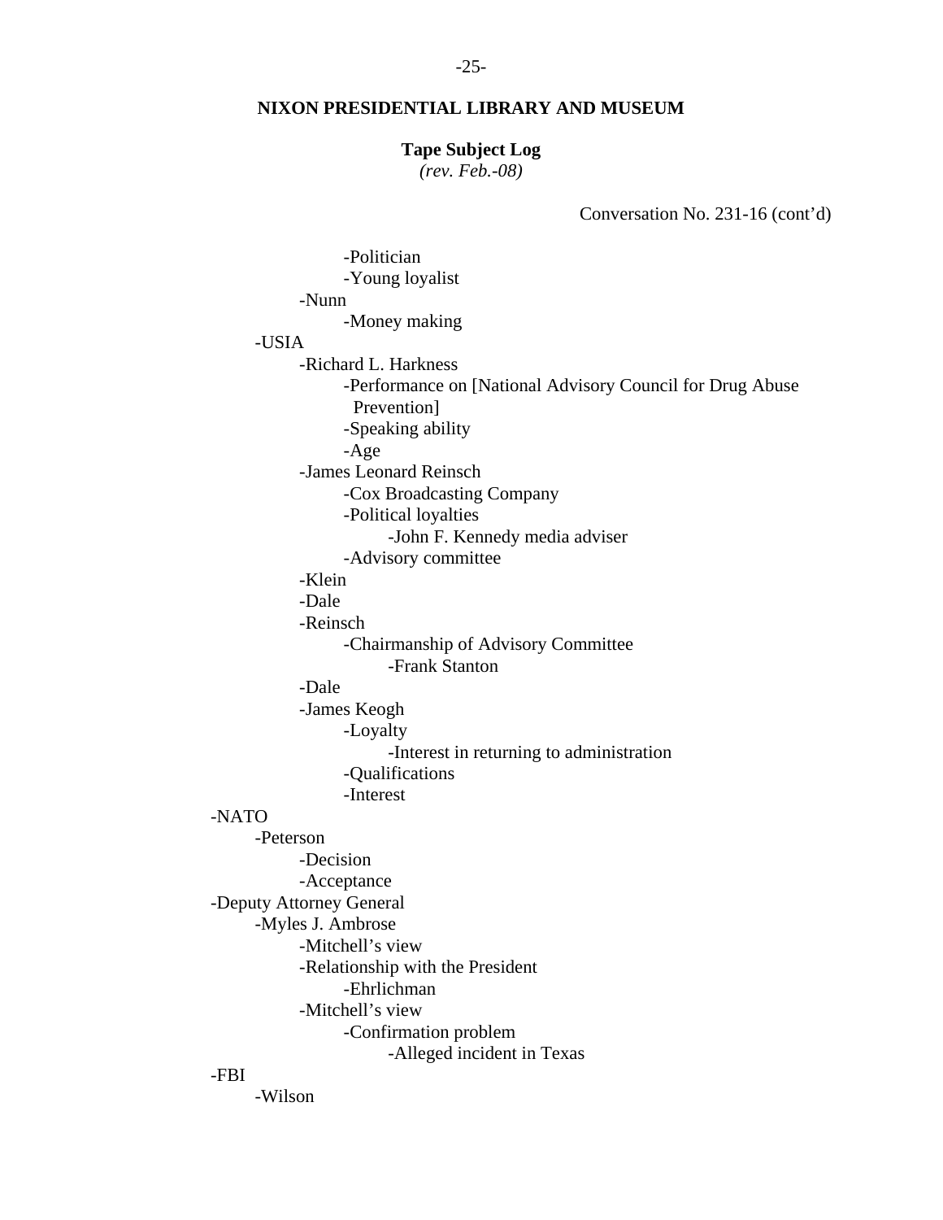**NIXON PRESIDENTIAL LIBRARY AND MUSEUM**

**Tape Subject Log**
*(rev. Feb.-08)*

Conversation No. 231-16 (cont'd)

            -Politician
            -Young loyalist
        -Nunn
            -Money making
    -USIA
        -Richard L. Harkness
            -Performance on [National Advisory Council for Drug Abuse Prevention]
            -Speaking ability
            -Age
        -James Leonard Reinsch
            -Cox Broadcasting Company
            -Political loyalties
                -John F. Kennedy media adviser
            -Advisory committee
        -Klein
        -Dale
        -Reinsch
            -Chairmanship of Advisory Committee
                -Frank Stanton
        -Dale
        -James Keogh
            -Loyalty
                -Interest in returning to administration
            -Qualifications
            -Interest
-NATO
    -Peterson
        -Decision
        -Acceptance
-Deputy Attorney General
    -Myles J. Ambrose
        -Mitchell's view
        -Relationship with the President
            -Ehrlichman
        -Mitchell's view
            -Confirmation problem
                -Alleged incident in Texas
-FBI
    -Wilson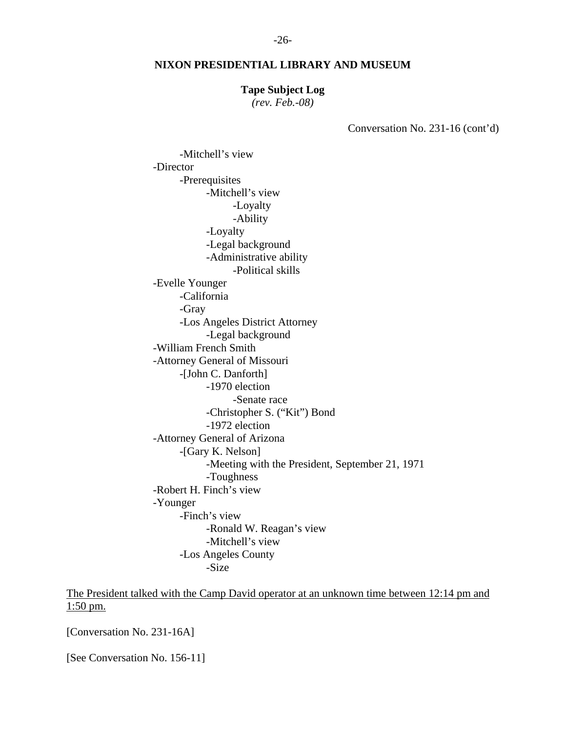**NIXON PRESIDENTIAL LIBRARY AND MUSEUM**

**Tape Subject Log**
*(rev. Feb.-08)*

Conversation No. 231-16 (cont'd)

- -Mitchell's view
- -Director
    - -Prerequisites
        - -Mitchell's view
            - -Loyalty
            - -Ability
        - -Loyalty
        - -Legal background
        - -Administrative ability
            - -Political skills
- -Evelle Younger
    - -California
    - -Gray
    - -Los Angeles District Attorney
        - -Legal background
- -William French Smith
- -Attorney General of Missouri
    - -[John C. Danforth]
        - -1970 election
            - -Senate race
        - -Christopher S. ("Kit") Bond
        - -1972 election
- -Attorney General of Arizona
    - -[Gary K. Nelson]
        - -Meeting with the President, September 21, 1971
        - -Toughness
- -Robert H. Finch's view
- -Younger
    - -Finch's view
        - -Ronald W. Reagan's view
        - -Mitchell's view
    - -Los Angeles County
        - -Size

<u>The President talked with the Camp David operator at an unknown time between 12:14 pm and 1:50 pm.</u>

[Conversation No. 231-16A]

[See Conversation No. 156-11]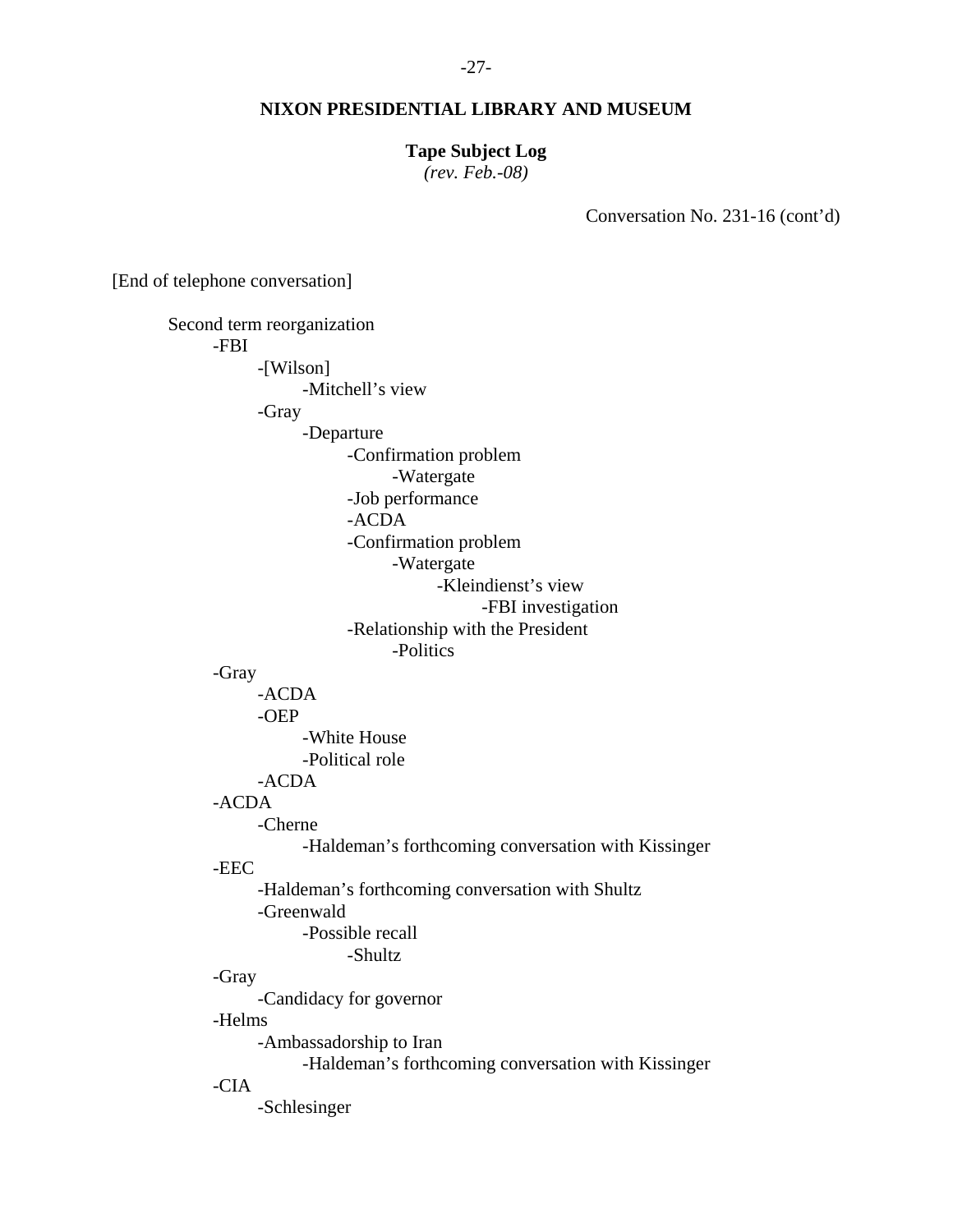**NIXON PRESIDENTIAL LIBRARY AND MUSEUM**

**Tape Subject Log**
*(rev. Feb.-08)*

Conversation No. 231-16 (cont'd)

[End of telephone conversation]

Second term reorganization
- -FBI
  - -[Wilson]
    - -Mitchell's view
  - -Gray
    - -Departure
      - -Confirmation problem
        - -Watergate
      - -Job performance
      - -ACDA
      - -Confirmation problem
        - -Watergate
          - -Kleindienst's view
            - -FBI investigation
      - -Relationship with the President
        - -Politics
- -Gray
  - -ACDA
  - -OEP
    - -White House
    - -Political role
  - -ACDA
- -ACDA
  - -Cherne
    - -Haldeman's forthcoming conversation with Kissinger
- -EEC
  - -Haldeman's forthcoming conversation with Shultz
  - -Greenwald
    - -Possible recall
      - -Shultz
- -Gray
  - -Candidacy for governor
- -Helms
  - -Ambassadorship to Iran
    - -Haldeman's forthcoming conversation with Kissinger
- -CIA
  - -Schlesinger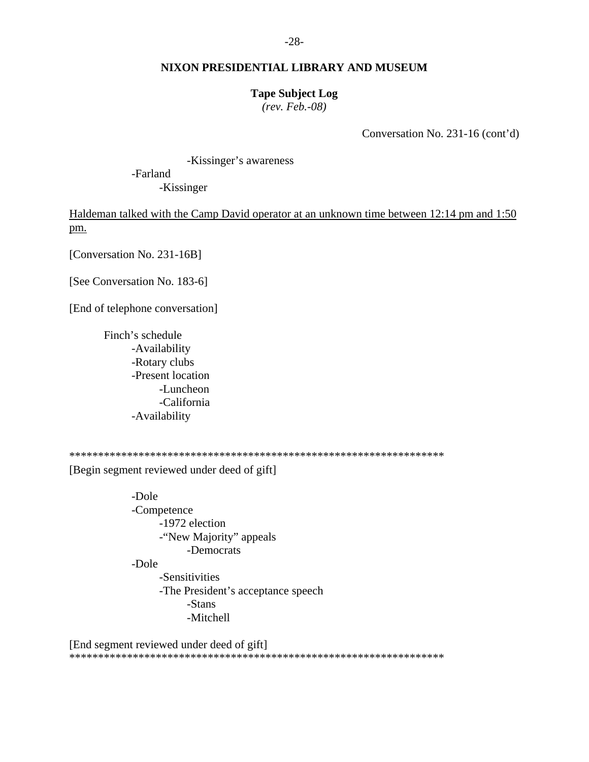**NIXON PRESIDENTIAL LIBRARY AND MUSEUM**

**Tape Subject Log**
*(rev. Feb.-08)*

Conversation No. 231-16 (cont'd)

- -Kissinger's awareness
- -Farland
  - -Kissinger

Haldeman talked with the Camp David operator at an unknown time between 12:14 pm and 1:50 pm.

[Conversation No. 231-16B]

[See Conversation No. 183-6]

[End of telephone conversation]

Finch's schedule
- -Availability
- -Rotary clubs
- -Present location
  - -Luncheon
  - -California
- -Availability

*****************************************************************
[Begin segment reviewed under deed of gift]

- -Dole
- -Competence
  - -1972 election
  - -"New Majority" appeals
    - -Democrats
- -Dole
  - -Sensitivities
  - -The President's acceptance speech
    - -Stans
    - -Mitchell

[End segment reviewed under deed of gift]
*****************************************************************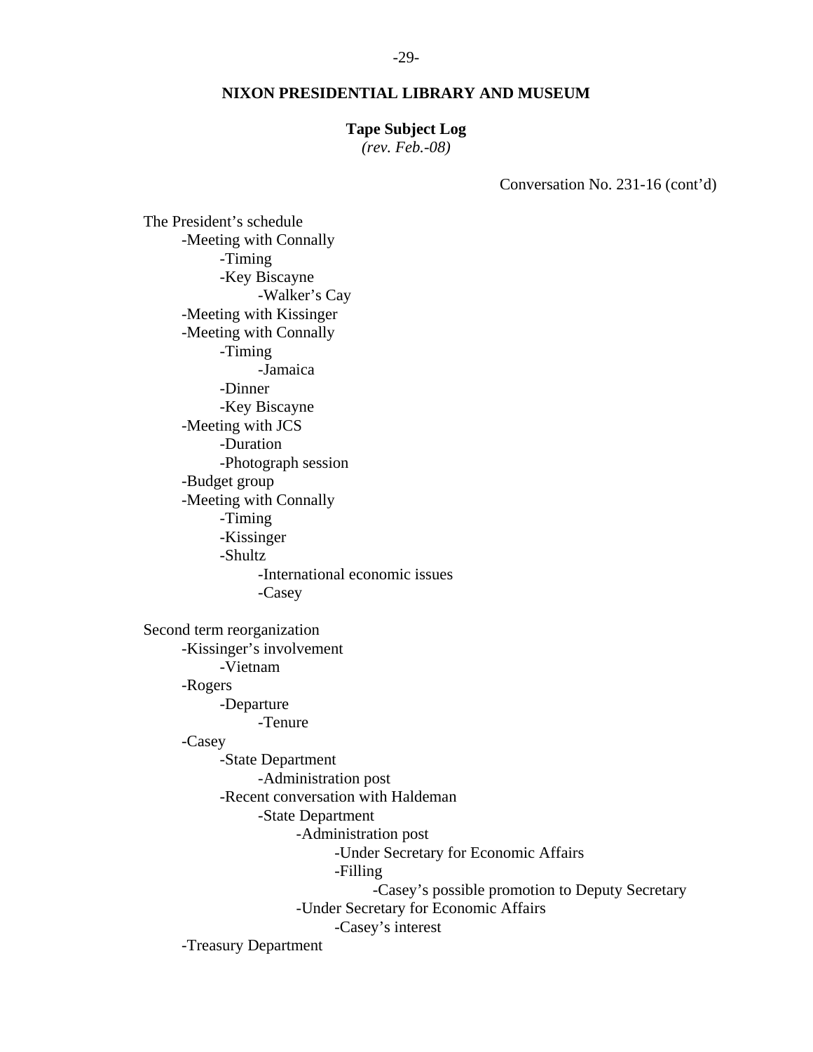**NIXON PRESIDENTIAL LIBRARY AND MUSEUM**

**Tape Subject Log**
*(rev. Feb.-08)*

Conversation No. 231-16 (cont'd)

The President's schedule
- Meeting with Connally
  - Timing
  - Key Biscayne
    - Walker's Cay
- Meeting with Kissinger
- Meeting with Connally
  - Timing
    - Jamaica
  - Dinner
  - Key Biscayne
- Meeting with JCS
  - Duration
  - Photograph session
- Budget group
- Meeting with Connally
  - Timing
  - Kissinger
  - Shultz
    - International economic issues
    - Casey

Second term reorganization
- Kissinger's involvement
  - Vietnam
- Rogers
  - Departure
    - Tenure
- Casey
  - State Department
    - Administration post
  - Recent conversation with Haldeman
    - State Department
      - Administration post
        - Under Secretary for Economic Affairs
        - Filling
          - Casey's possible promotion to Deputy Secretary
      - Under Secretary for Economic Affairs
        - Casey's interest
- Treasury Department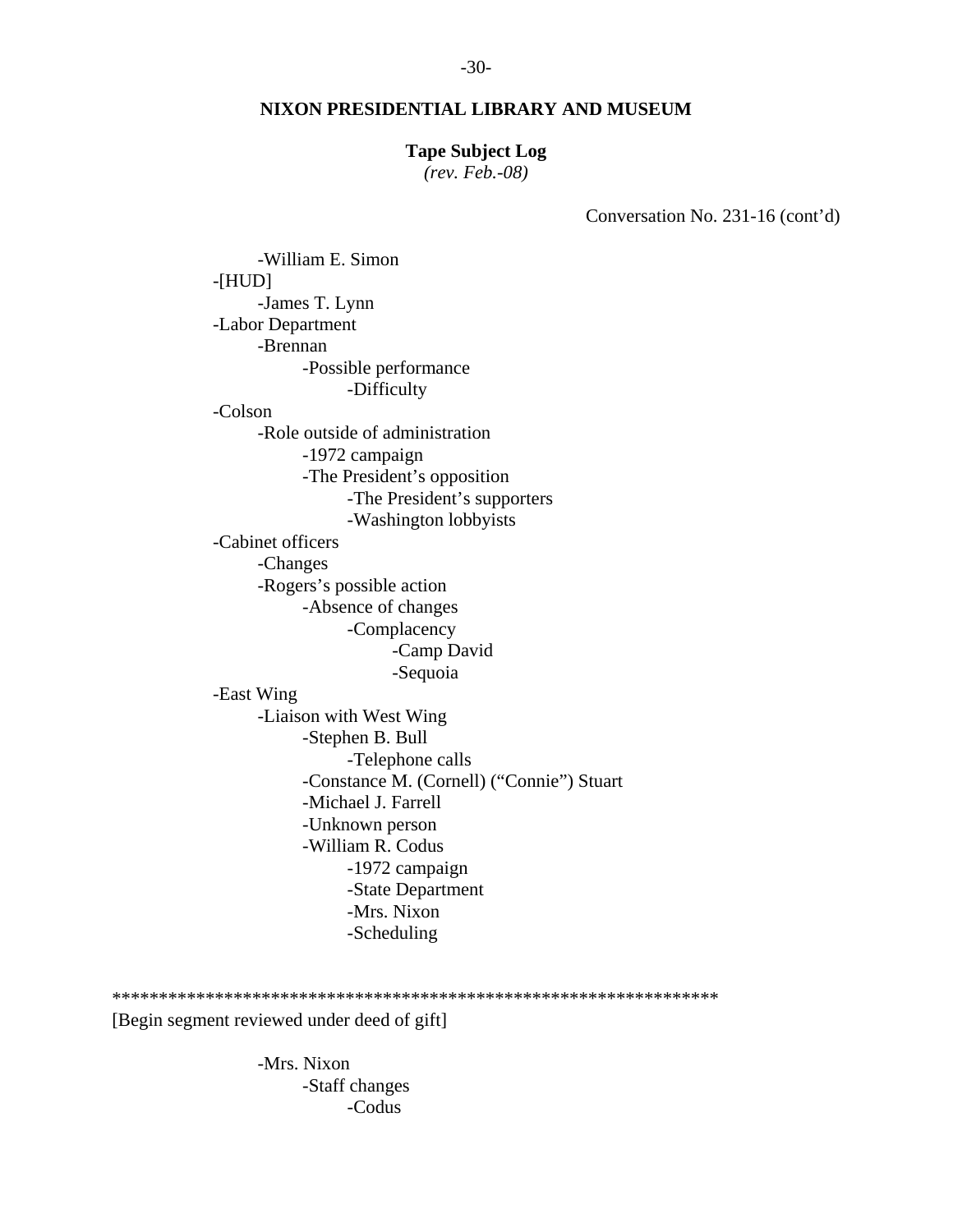Conversation No. 231-16 (cont'd)

- -William E. Simon
- -[HUD]
  - -James T. Lynn
- -Labor Department
  - -Brennan
    - -Possible performance
      - -Difficulty
- -Colson
  - -Role outside of administration
    - -1972 campaign
    - -The President's opposition
      - -The President's supporters
      - -Washington lobbyists
- -Cabinet officers
  - -Changes
  - -Rogers's possible action
    - -Absence of changes
      - -Complacency
        - -Camp David
        - -Sequoia
- -East Wing
  - -Liaison with West Wing
    - -Stephen B. Bull
      - -Telephone calls
    - -Constance M. (Cornell) ("Connie") Stuart
    - -Michael J. Farrell
    - -Unknown person
    - -William R. Codus
      - -1972 campaign
      - -State Department
      - -Mrs. Nixon
      - -Scheduling

*****************************************************************
[Begin segment reviewed under deed of gift]

- -Mrs. Nixon
  - -Staff changes
    - -Codus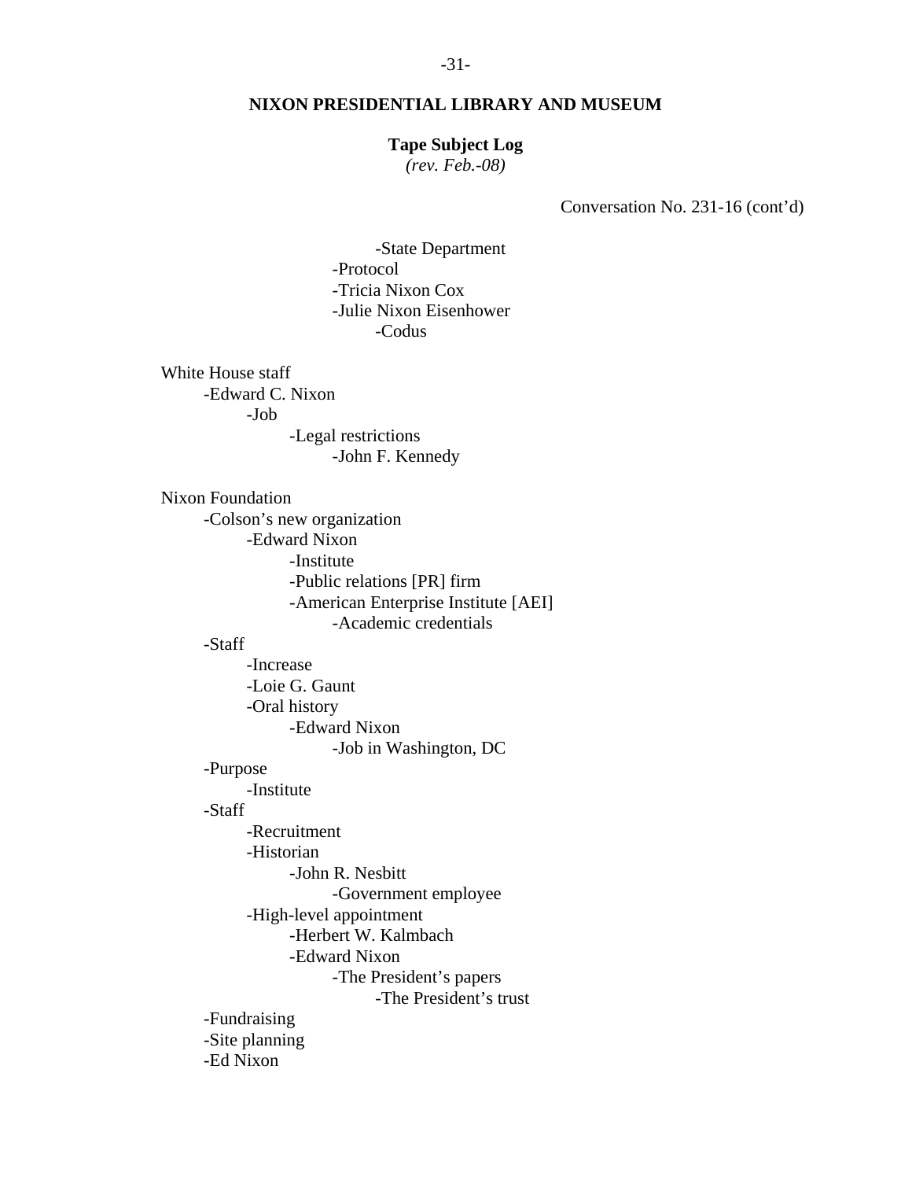# NIXON PRESIDENTIAL LIBRARY AND MUSEUM

**Tape Subject Log**
*(rev. Feb.-08)*

Conversation No. 231-16 (cont'd)

- -State Department
  - -Protocol
  - -Tricia Nixon Cox
  - -Julie Nixon Eisenhower
    - -Codus

White House staff
- -Edward C. Nixon
  - -Job
    - -Legal restrictions
      - -John F. Kennedy

Nixon Foundation
- -Colson's new organization
  - -Edward Nixon
    - -Institute
    - -Public relations [PR] firm
    - -American Enterprise Institute [AEI]
      - -Academic credentials
- -Staff
  - -Increase
  - -Loie G. Gaunt
  - -Oral history
    - -Edward Nixon
      - -Job in Washington, DC
- -Purpose
  - -Institute
- -Staff
  - -Recruitment
  - -Historian
    - -John R. Nesbitt
      - -Government employee
  - -High-level appointment
    - -Herbert W. Kalmbach
    - -Edward Nixon
      - -The President's papers
        - -The President's trust
- -Fundraising
- -Site planning
- -Ed Nixon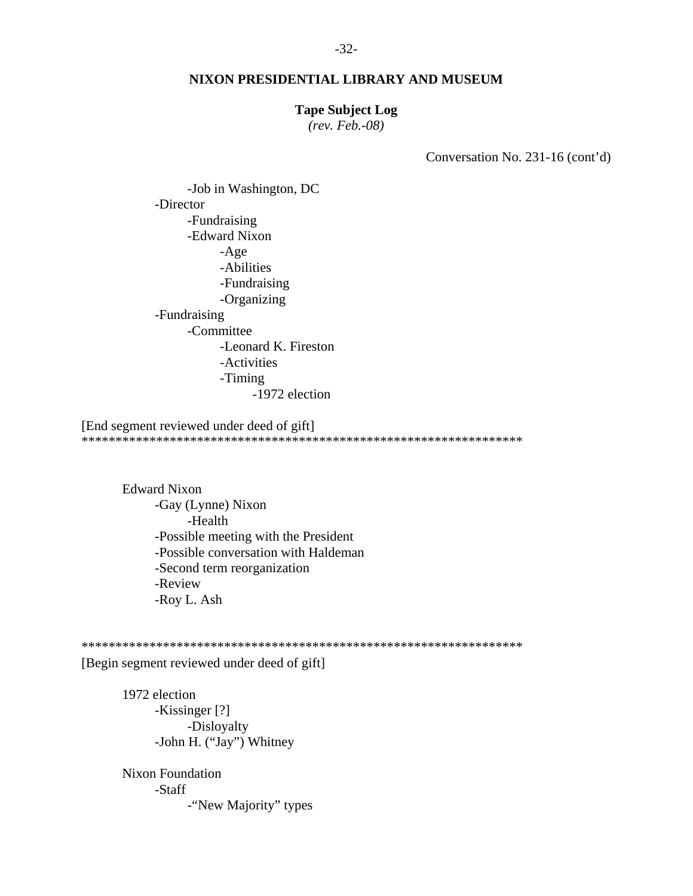**NIXON PRESIDENTIAL LIBRARY AND MUSEUM**

**Tape Subject Log**
*(rev. Feb.-08)*

Conversation No. 231-16 (cont'd)

- -Job in Washington, DC
- -Director
  - -Fundraising
  - -Edward Nixon
    - -Age
    - -Abilities
    - -Fundraising
    - -Organizing
- -Fundraising
  - -Committee
    - -Leonard K. Fireston
    - -Activities
    - -Timing
      - -1972 election

[End segment reviewed under deed of gift]
*****************************************************************

Edward Nixon
- -Gay (Lynne) Nixon
  - -Health
- -Possible meeting with the President
- -Possible conversation with Haldeman
- -Second term reorganization
- -Review
- -Roy L. Ash

*****************************************************************
[Begin segment reviewed under deed of gift]

1972 election
- -Kissinger [?]
  - -Disloyalty
- -John H. ("Jay") Whitney

Nixon Foundation
- -Staff
  - -"New Majority" types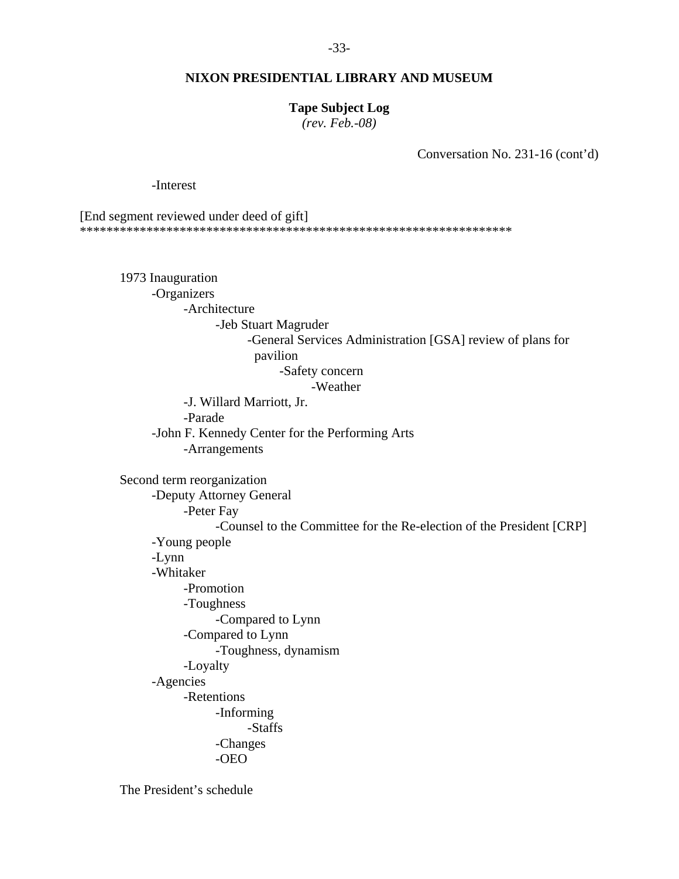**NIXON PRESIDENTIAL LIBRARY AND MUSEUM**

**Tape Subject Log**
*(rev. Feb.-08)*

Conversation No. 231-16 (cont'd)

- -Interest

[End segment reviewed under deed of gift]
****************************************************************

1973 Inauguration
- -Organizers
  - -Architecture
    - -Jeb Stuart Magruder
      - -General Services Administration [GSA] review of plans for pavilion
        - -Safety concern
          - -Weather
  - -J. Willard Marriott, Jr.
  - -Parade
- -John F. Kennedy Center for the Performing Arts
  - -Arrangements

Second term reorganization
- -Deputy Attorney General
  - -Peter Fay
    - -Counsel to the Committee for the Re-election of the President [CRP]
- -Young people
- -Lynn
- -Whitaker
  - -Promotion
  - -Toughness
    - -Compared to Lynn
  - -Compared to Lynn
    - -Toughness, dynamism
  - -Loyalty
- -Agencies
  - -Retentions
    - -Informing
      - -Staffs
    - -Changes
    - -OEO

The President's schedule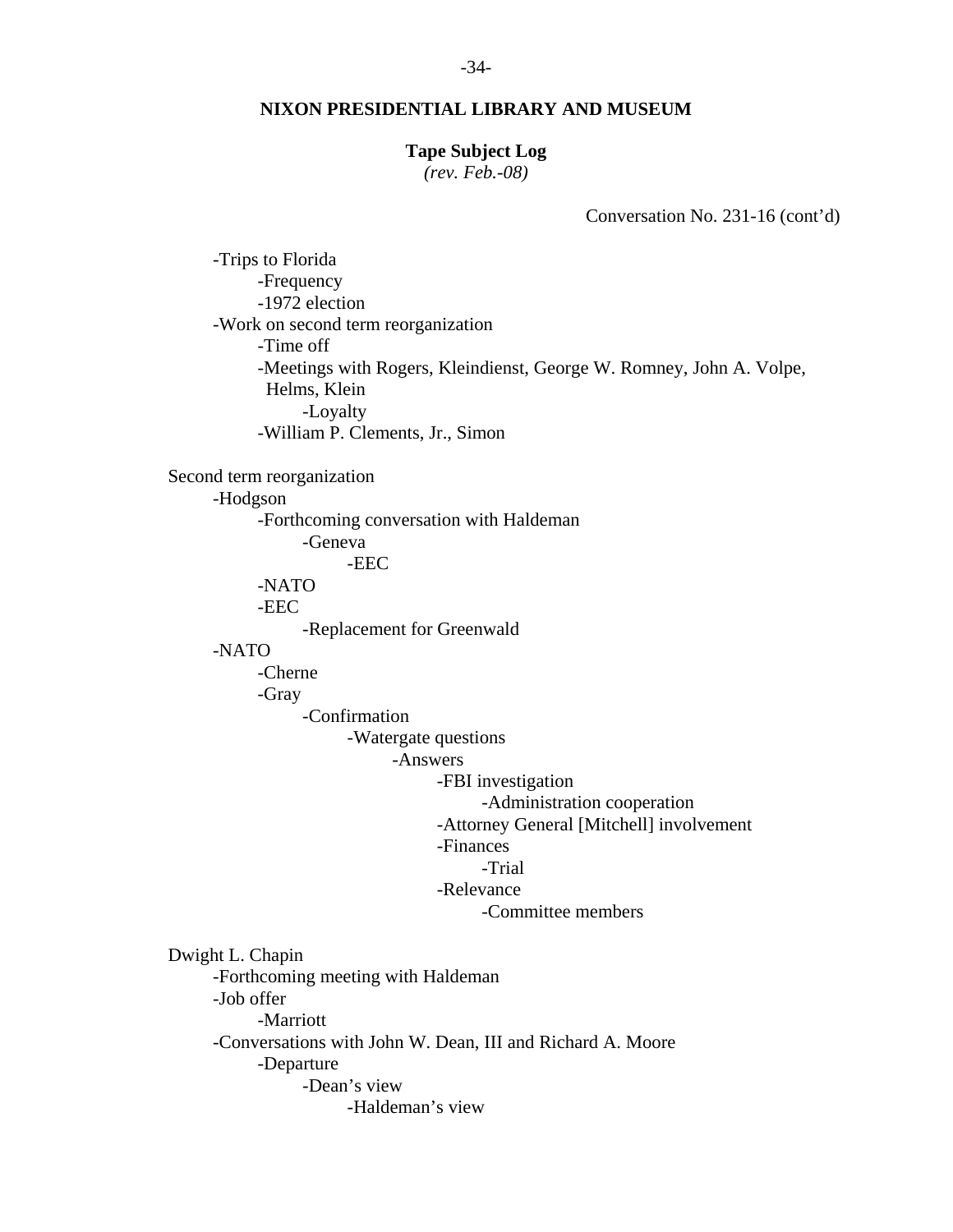**NIXON PRESIDENTIAL LIBRARY AND MUSEUM**

**Tape Subject Log**
*(rev. Feb.-08)*

Conversation No. 231-16 (cont'd)

- -Trips to Florida
    - -Frequency
    - -1972 election
- -Work on second term reorganization
    - -Time off
    - -Meetings with Rogers, Kleindienst, George W. Romney, John A. Volpe, Helms, Klein
        - -Loyalty
    - -William P. Clements, Jr., Simon

Second term reorganization

- -Hodgson
    - -Forthcoming conversation with Haldeman
        - -Geneva
            - -EEC
    - -NATO
    - -EEC
        - -Replacement for Greenwald
- -NATO
    - -Cherne
    - -Gray
        - -Confirmation
            - -Watergate questions
                - -Answers
                    - -FBI investigation
                        - -Administration cooperation
                    - -Attorney General [Mitchell] involvement
                    - -Finances
                        - -Trial
                    - -Relevance
                        - -Committee members

Dwight L. Chapin

- -Forthcoming meeting with Haldeman
- -Job offer
    - -Marriott
- -Conversations with John W. Dean, III and Richard A. Moore
    - -Departure
        - -Dean's view
            - -Haldeman's view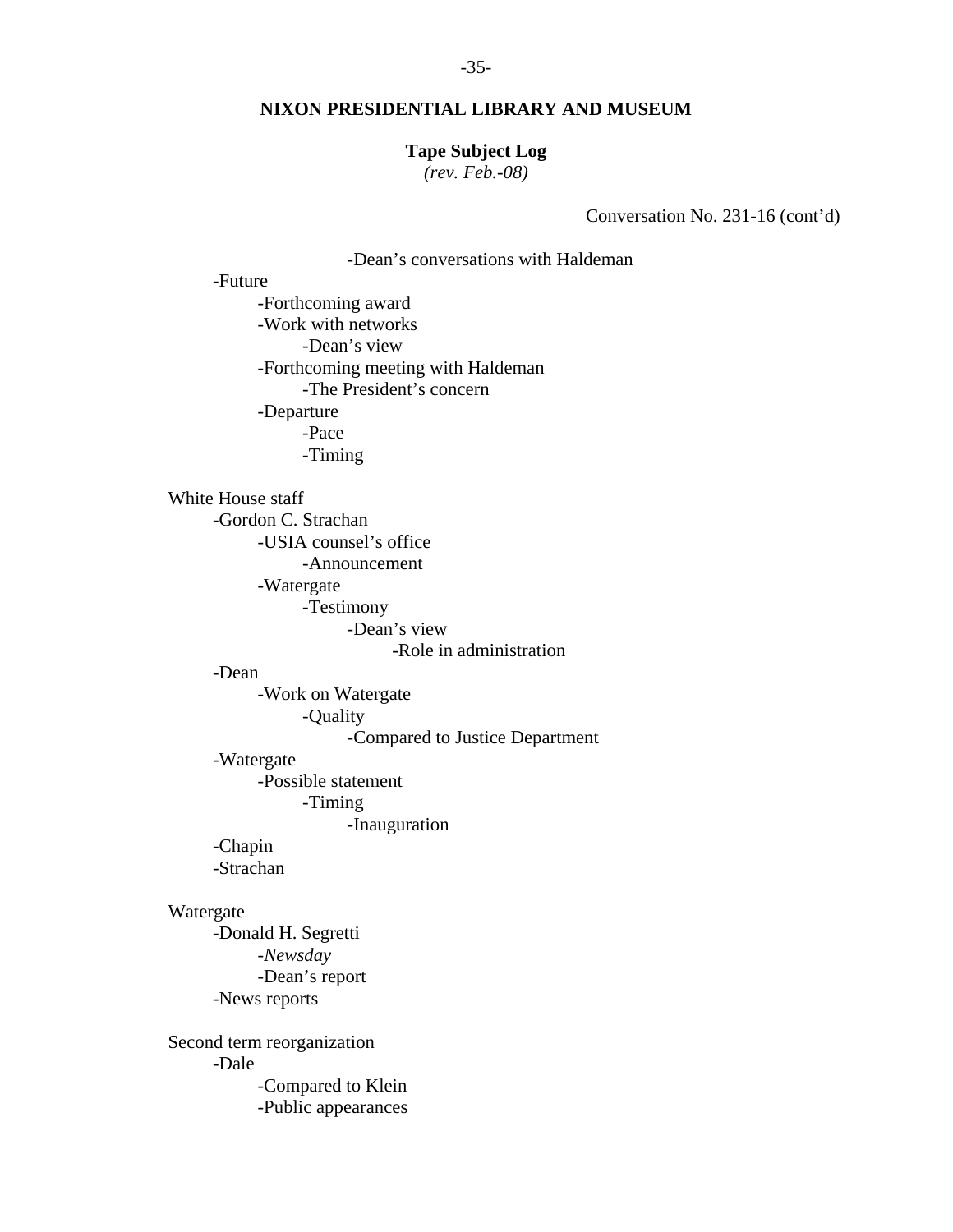**NIXON PRESIDENTIAL LIBRARY AND MUSEUM**

**Tape Subject Log**
*(rev. Feb.-08)*

Conversation No. 231-16 (cont'd)

            -Dean's conversations with Haldeman
    -Future
        -Forthcoming award
        -Work with networks
            -Dean's view
        -Forthcoming meeting with Haldeman
            -The President's concern
        -Departure
            -Pace
            -Timing

White House staff
    -Gordon C. Strachan
        -USIA counsel's office
            -Announcement
        -Watergate
            -Testimony
                -Dean's view
                    -Role in administration
    -Dean
        -Work on Watergate
            -Quality
                -Compared to Justice Department
    -Watergate
        -Possible statement
            -Timing
                -Inauguration
    -Chapin
    -Strachan

Watergate
    -Donald H. Segretti
        -*Newsday*
        -Dean's report
    -News reports

Second term reorganization
    -Dale
        -Compared to Klein
        -Public appearances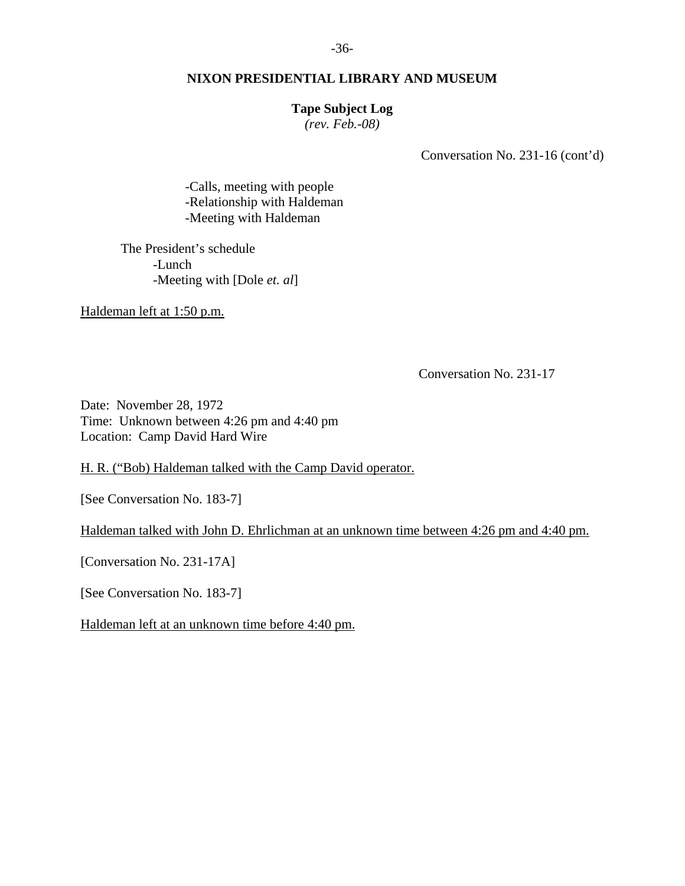Conversation No. 231-16 (cont'd)

- -Calls, meeting with people
- -Relationship with Haldeman
- -Meeting with Haldeman

The President's schedule

- -Lunch
- -Meeting with [Dole *et. al*]

<u>Haldeman left at 1:50 p.m.</u>

Conversation No. 231-17

Date: November 28, 1972
Time: Unknown between 4:26 pm and 4:40 pm
Location: Camp David Hard Wire

<u>H. R. ("Bob) Haldeman talked with the Camp David operator.</u>

[See Conversation No. 183-7]

<u>Haldeman talked with John D. Ehrlichman at an unknown time between 4:26 pm and 4:40 pm.</u>

[Conversation No. 231-17A]

[See Conversation No. 183-7]

<u>Haldeman left at an unknown time before 4:40 pm.</u>